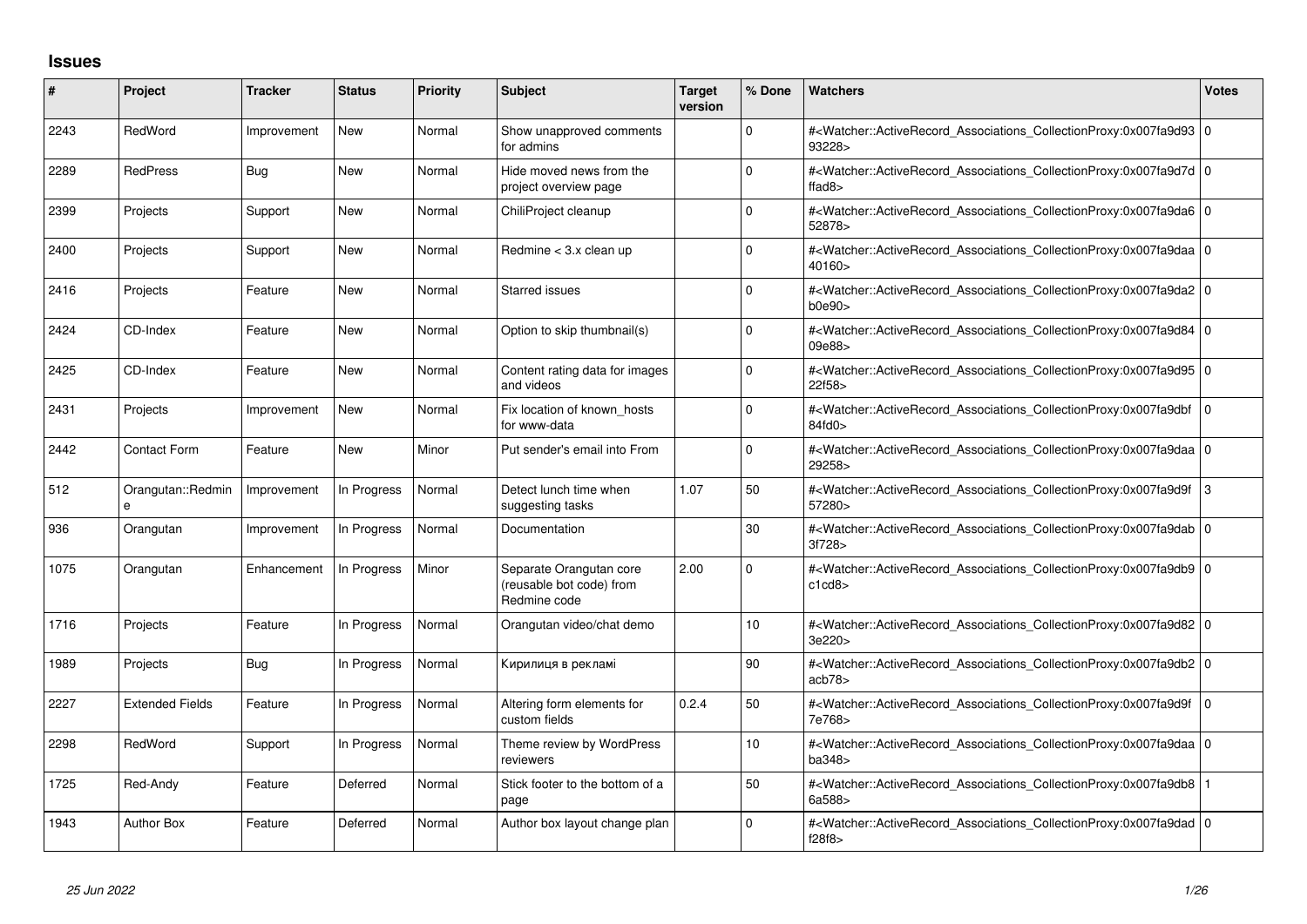## Issues

| # | Project | Tracker | Status | Priority | Subject | Target version | % Done | Watchers | Votes |
|---|---|---|---|---|---|---|---|---|---|
| 2243 | RedWord | Improvement | New | Normal | Show unapproved comments for admins | | 0 | #<Watcher::ActiveRecord_Associations_CollectionProxy:0x007fa9d9393228> | 0 |
| 2289 | RedPress | Bug | New | Normal | Hide moved news from the project overview page | | 0 | #<Watcher::ActiveRecord_Associations_CollectionProxy:0x007fa9d7dffad8> | 0 |
| 2399 | Projects | Support | New | Normal | ChiliProject cleanup | | 0 | #<Watcher::ActiveRecord_Associations_CollectionProxy:0x007fa9da652878> | 0 |
| 2400 | Projects | Support | New | Normal | Redmine < 3.x clean up | | 0 | #<Watcher::ActiveRecord_Associations_CollectionProxy:0x007fa9daa40160> | 0 |
| 2416 | Projects | Feature | New | Normal | Starred issues | | 0 | #<Watcher::ActiveRecord_Associations_CollectionProxy:0x007fa9da2b0e90> | 0 |
| 2424 | CD-Index | Feature | New | Normal | Option to skip thumbnail(s) | | 0 | #<Watcher::ActiveRecord_Associations_CollectionProxy:0x007fa9d8409e88> | 0 |
| 2425 | CD-Index | Feature | New | Normal | Content rating data for images and videos | | 0 | #<Watcher::ActiveRecord_Associations_CollectionProxy:0x007fa9d9522f58> | 0 |
| 2431 | Projects | Improvement | New | Normal | Fix location of known_hosts for www-data | | 0 | #<Watcher::ActiveRecord_Associations_CollectionProxy:0x007fa9dbf84fd0> | 0 |
| 2442 | Contact Form | Feature | New | Minor | Put sender's email into From | | 0 | #<Watcher::ActiveRecord_Associations_CollectionProxy:0x007fa9daa29258> | 0 |
| 512 | Orangutan::Redmine | Improvement | In Progress | Normal | Detect lunch time when suggesting tasks | 1.07 | 50 | #<Watcher::ActiveRecord_Associations_CollectionProxy:0x007fa9d9f57280> | 3 |
| 936 | Orangutan | Improvement | In Progress | Normal | Documentation | | 30 | #<Watcher::ActiveRecord_Associations_CollectionProxy:0x007fa9dab3f728> | 0 |
| 1075 | Orangutan | Enhancement | In Progress | Minor | Separate Orangutan core (reusable bot code) from Redmine code | 2.00 | 0 | #<Watcher::ActiveRecord_Associations_CollectionProxy:0x007fa9db9c1cd8> | 0 |
| 1716 | Projects | Feature | In Progress | Normal | Orangutan video/chat demo | | 10 | #<Watcher::ActiveRecord_Associations_CollectionProxy:0x007fa9d823e220> | 0 |
| 1989 | Projects | Bug | In Progress | Normal | Кирилиця в рекламі | | 90 | #<Watcher::ActiveRecord_Associations_CollectionProxy:0x007fa9db2acb78> | 0 |
| 2227 | Extended Fields | Feature | In Progress | Normal | Altering form elements for custom fields | 0.2.4 | 50 | #<Watcher::ActiveRecord_Associations_CollectionProxy:0x007fa9d9f7e768> | 0 |
| 2298 | RedWord | Support | In Progress | Normal | Theme review by WordPress reviewers | | 10 | #<Watcher::ActiveRecord_Associations_CollectionProxy:0x007fa9daaba348> | 0 |
| 1725 | Red-Andy | Feature | Deferred | Normal | Stick footer to the bottom of a page | | 50 | #<Watcher::ActiveRecord_Associations_CollectionProxy:0x007fa9db86a588> | 1 |
| 1943 | Author Box | Feature | Deferred | Normal | Author box layout change plan | | 0 | #<Watcher::ActiveRecord_Associations_CollectionProxy:0x007fa9dadf28f8> | 0 |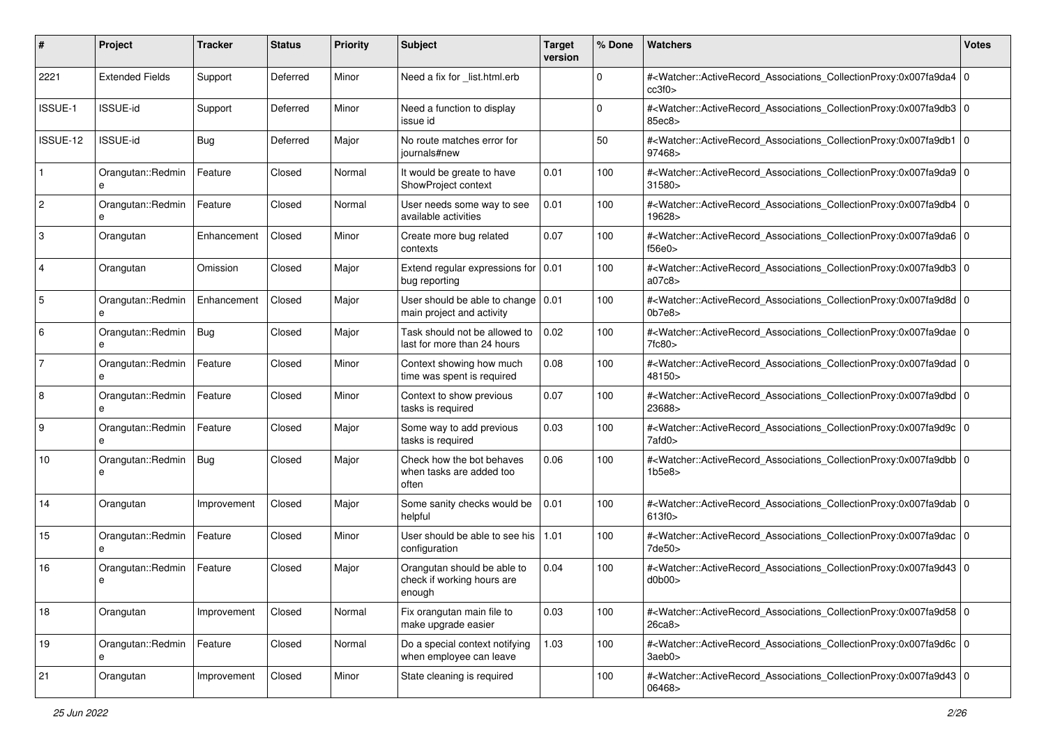| # | Project | Tracker | Status | Priority | Subject | Target version | % Done | Watchers | Votes |
|---|---|---|---|---|---|---|---|---|---|
| 2221 | Extended Fields | Support | Deferred | Minor | Need a fix for _list.html.erb | | 0 | #<Watcher::ActiveRecord_Associations_CollectionProxy:0x007fa9da4cc3f0> | 0 |
| ISSUE-1 | ISSUE-id | Support | Deferred | Minor | Need a function to display issue id | | 0 | #<Watcher::ActiveRecord_Associations_CollectionProxy:0x007fa9db385ec8> | 0 |
| ISSUE-12 | ISSUE-id | Bug | Deferred | Major | No route matches error for journals#new | | 50 | #<Watcher::ActiveRecord_Associations_CollectionProxy:0x007fa9db197468> | 0 |
| 1 | Orangutan::Redmine | Feature | Closed | Normal | It would be greate to have ShowProject context | 0.01 | 100 | #<Watcher::ActiveRecord_Associations_CollectionProxy:0x007fa9da931580> | 0 |
| 2 | Orangutan::Redmine | Feature | Closed | Normal | User needs some way to see available activities | 0.01 | 100 | #<Watcher::ActiveRecord_Associations_CollectionProxy:0x007fa9db419628> | 0 |
| 3 | Orangutan | Enhancement | Closed | Minor | Create more bug related contexts | 0.07 | 100 | #<Watcher::ActiveRecord_Associations_CollectionProxy:0x007fa9da6f56e0> | 0 |
| 4 | Orangutan | Omission | Closed | Major | Extend regular expressions for bug reporting | 0.01 | 100 | #<Watcher::ActiveRecord_Associations_CollectionProxy:0x007fa9db3a07c8> | 0 |
| 5 | Orangutan::Redmine | Enhancement | Closed | Major | User should be able to change main project and activity | 0.01 | 100 | #<Watcher::ActiveRecord_Associations_CollectionProxy:0x007fa9d8d0b7e8> | 0 |
| 6 | Orangutan::Redmine | Bug | Closed | Major | Task should not be allowed to last for more than 24 hours | 0.02 | 100 | #<Watcher::ActiveRecord_Associations_CollectionProxy:0x007fa9dae7fc80> | 0 |
| 7 | Orangutan::Redmine | Feature | Closed | Minor | Context showing how much time was spent is required | 0.08 | 100 | #<Watcher::ActiveRecord_Associations_CollectionProxy:0x007fa9dad48150> | 0 |
| 8 | Orangutan::Redmine | Feature | Closed | Minor | Context to show previous tasks is required | 0.07 | 100 | #<Watcher::ActiveRecord_Associations_CollectionProxy:0x007fa9dbd23688> | 0 |
| 9 | Orangutan::Redmine | Feature | Closed | Major | Some way to add previous tasks is required | 0.03 | 100 | #<Watcher::ActiveRecord_Associations_CollectionProxy:0x007fa9d9c7afd0> | 0 |
| 10 | Orangutan::Redmine | Bug | Closed | Major | Check how the bot behaves when tasks are added too often | 0.06 | 100 | #<Watcher::ActiveRecord_Associations_CollectionProxy:0x007fa9dbb1b5e8> | 0 |
| 14 | Orangutan | Improvement | Closed | Major | Some sanity checks would be helpful | 0.01 | 100 | #<Watcher::ActiveRecord_Associations_CollectionProxy:0x007fa9dab613f0> | 0 |
| 15 | Orangutan::Redmine | Feature | Closed | Minor | User should be able to see his configuration | 1.01 | 100 | #<Watcher::ActiveRecord_Associations_CollectionProxy:0x007fa9dac7de50> | 0 |
| 16 | Orangutan::Redmine | Feature | Closed | Major | Orangutan should be able to check if working hours are enough | 0.04 | 100 | #<Watcher::ActiveRecord_Associations_CollectionProxy:0x007fa9d43d0b00> | 0 |
| 18 | Orangutan | Improvement | Closed | Normal | Fix orangutan main file to make upgrade easier | 0.03 | 100 | #<Watcher::ActiveRecord_Associations_CollectionProxy:0x007fa9d5826ca8> | 0 |
| 19 | Orangutan::Redmine | Feature | Closed | Normal | Do a special context notifying when employee can leave | 1.03 | 100 | #<Watcher::ActiveRecord_Associations_CollectionProxy:0x007fa9d6c3aeb0> | 0 |
| 21 | Orangutan | Improvement | Closed | Minor | State cleaning is required | | 100 | #<Watcher::ActiveRecord_Associations_CollectionProxy:0x007fa9d4306468> | 0 |

*25 Jun 2022*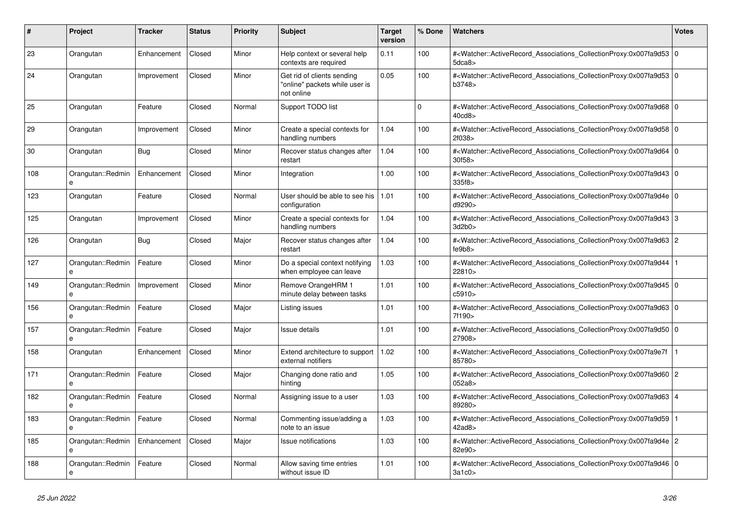| # | Project | Tracker | Status | Priority | Subject | Target version | % Done | Watchers | Votes |
|---|---|---|---|---|---|---|---|---|---|
| 23 | Orangutan | Enhancement | Closed | Minor | Help context or several help contexts are required | 0.11 | 100 | #<Watcher::ActiveRecord_Associations_CollectionProxy:0x007fa9d535dca8> | 0 |
| 24 | Orangutan | Improvement | Closed | Minor | Get rid of clients sending "online" packets while user is not online | 0.05 | 100 | #<Watcher::ActiveRecord_Associations_CollectionProxy:0x007fa9d53b3748> | 0 |
| 25 | Orangutan | Feature | Closed | Normal | Support TODO list | | 0 | #<Watcher::ActiveRecord_Associations_CollectionProxy:0x007fa9d6840cd8> | 0 |
| 29 | Orangutan | Improvement | Closed | Minor | Create a special contexts for handling numbers | 1.04 | 100 | #<Watcher::ActiveRecord_Associations_CollectionProxy:0x007fa9d582f038> | 0 |
| 30 | Orangutan | Bug | Closed | Minor | Recover status changes after restart | 1.04 | 100 | #<Watcher::ActiveRecord_Associations_CollectionProxy:0x007fa9d6430f58> | 0 |
| 108 | Orangutan::Redmine | Enhancement | Closed | Minor | Integration | 1.00 | 100 | #<Watcher::ActiveRecord_Associations_CollectionProxy:0x007fa9d43335f8> | 0 |
| 123 | Orangutan | Feature | Closed | Normal | User should be able to see his configuration | 1.01 | 100 | #<Watcher::ActiveRecord_Associations_CollectionProxy:0x007fa9d4ed9290> | 0 |
| 125 | Orangutan | Improvement | Closed | Minor | Create a special contexts for handling numbers | 1.04 | 100 | #<Watcher::ActiveRecord_Associations_CollectionProxy:0x007fa9d433d2b0> | 3 |
| 126 | Orangutan | Bug | Closed | Major | Recover status changes after restart | 1.04 | 100 | #<Watcher::ActiveRecord_Associations_CollectionProxy:0x007fa9d63fe9b8> | 2 |
| 127 | Orangutan::Redmine | Feature | Closed | Minor | Do a special context notifying when employee can leave | 1.03 | 100 | #<Watcher::ActiveRecord_Associations_CollectionProxy:0x007fa9d4422810> | 1 |
| 149 | Orangutan::Redmine | Improvement | Closed | Minor | Remove OrangeHRM 1 minute delay between tasks | 1.01 | 100 | #<Watcher::ActiveRecord_Associations_CollectionProxy:0x007fa9d45c5910> | 0 |
| 156 | Orangutan::Redmine | Feature | Closed | Major | Listing issues | 1.01 | 100 | #<Watcher::ActiveRecord_Associations_CollectionProxy:0x007fa9d637f190> | 0 |
| 157 | Orangutan::Redmine | Feature | Closed | Major | Issue details | 1.01 | 100 | #<Watcher::ActiveRecord_Associations_CollectionProxy:0x007fa9d5027908> | 0 |
| 158 | Orangutan | Enhancement | Closed | Minor | Extend architecture to support external notifiers | 1.02 | 100 | #<Watcher::ActiveRecord_Associations_CollectionProxy:0x007fa9e7f85780> | 1 |
| 171 | Orangutan::Redmine | Feature | Closed | Major | Changing done ratio and hinting | 1.05 | 100 | #<Watcher::ActiveRecord_Associations_CollectionProxy:0x007fa9d60052a8> | 2 |
| 182 | Orangutan::Redmine | Feature | Closed | Normal | Assigning issue to a user | 1.03 | 100 | #<Watcher::ActiveRecord_Associations_CollectionProxy:0x007fa9d6389280> | 4 |
| 183 | Orangutan::Redmine | Feature | Closed | Normal | Commenting issue/adding a note to an issue | 1.03 | 100 | #<Watcher::ActiveRecord_Associations_CollectionProxy:0x007fa9d5942ad8> | 1 |
| 185 | Orangutan::Redmine | Enhancement | Closed | Major | Issue notifications | 1.03 | 100 | #<Watcher::ActiveRecord_Associations_CollectionProxy:0x007fa9d4e82e90> | 2 |
| 188 | Orangutan::Redmine | Feature | Closed | Normal | Allow saving time entries without issue ID | 1.01 | 100 | #<Watcher::ActiveRecord_Associations_CollectionProxy:0x007fa9d463a1c0> | 0 |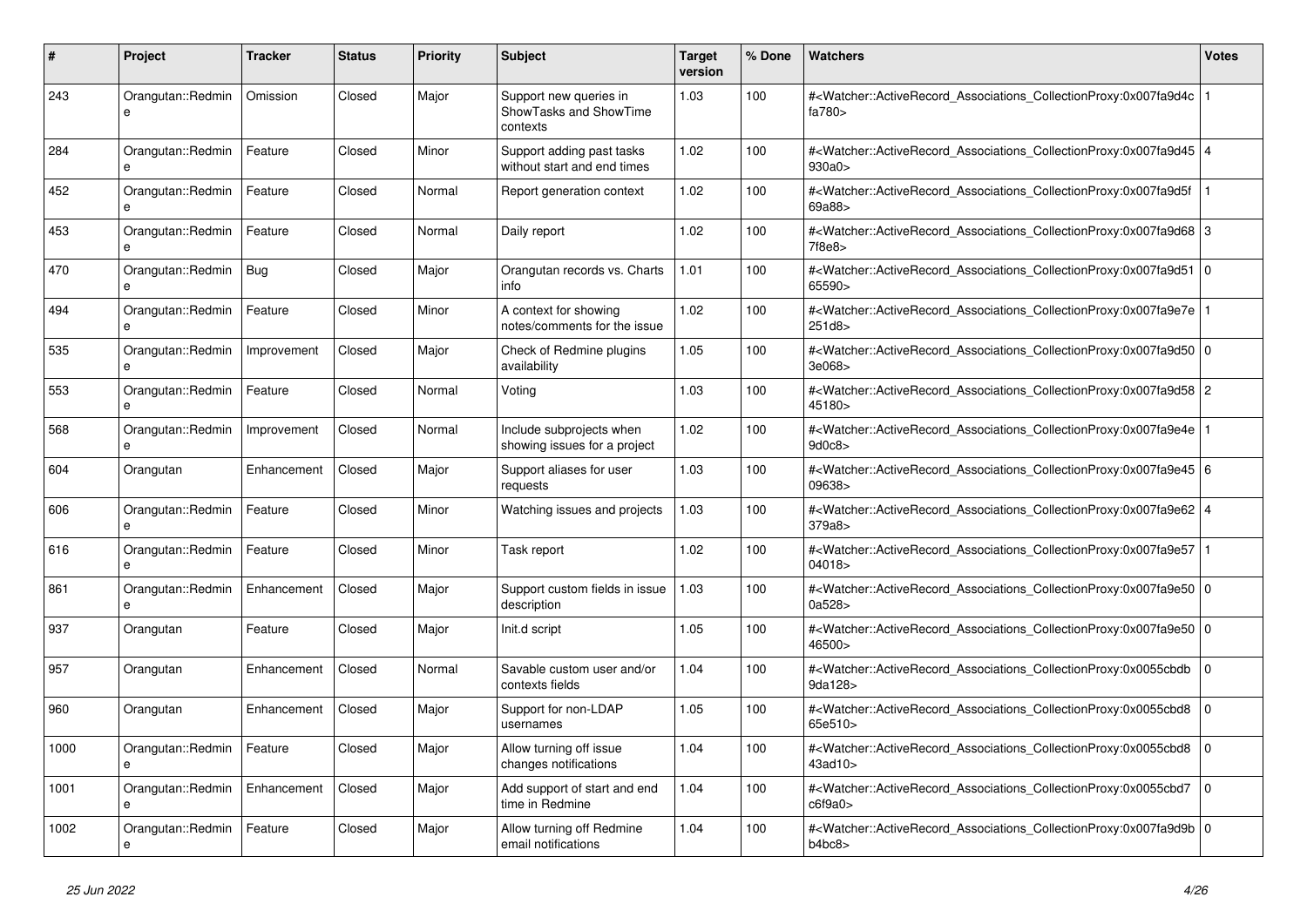| # | Project | Tracker | Status | Priority | Subject | Target version | % Done | Watchers | Votes |
|---|---|---|---|---|---|---|---|---|---|
| 243 | Orangutan::Redmine | Omission | Closed | Major | Support new queries in ShowTasks and ShowTime contexts | 1.03 | 100 | #<Watcher::ActiveRecord_Associations_CollectionProxy:0x007fa9d4cfa780> | 1 |
| 284 | Orangutan::Redmine | Feature | Closed | Minor | Support adding past tasks without start and end times | 1.02 | 100 | #<Watcher::ActiveRecord_Associations_CollectionProxy:0x007fa9d45930a0> | 4 |
| 452 | Orangutan::Redmine | Feature | Closed | Normal | Report generation context | 1.02 | 100 | #<Watcher::ActiveRecord_Associations_CollectionProxy:0x007fa9d5f69a88> | 1 |
| 453 | Orangutan::Redmine | Feature | Closed | Normal | Daily report | 1.02 | 100 | #<Watcher::ActiveRecord_Associations_CollectionProxy:0x007fa9d687f8e8> | 3 |
| 470 | Orangutan::Redmine | Bug | Closed | Major | Orangutan records vs. Charts info | 1.01 | 100 | #<Watcher::ActiveRecord_Associations_CollectionProxy:0x007fa9d5165590> | 0 |
| 494 | Orangutan::Redmine | Feature | Closed | Minor | A context for showing notes/comments for the issue | 1.02 | 100 | #<Watcher::ActiveRecord_Associations_CollectionProxy:0x007fa9e7e251d8> | 1 |
| 535 | Orangutan::Redmine | Improvement | Closed | Major | Check of Redmine plugins availability | 1.05 | 100 | #<Watcher::ActiveRecord_Associations_CollectionProxy:0x007fa9d503e068> | 0 |
| 553 | Orangutan::Redmine | Feature | Closed | Normal | Voting | 1.03 | 100 | #<Watcher::ActiveRecord_Associations_CollectionProxy:0x007fa9d5845180> | 2 |
| 568 | Orangutan::Redmine | Improvement | Closed | Normal | Include subprojects when showing issues for a project | 1.02 | 100 | #<Watcher::ActiveRecord_Associations_CollectionProxy:0x007fa9e4e9d0c8> | 1 |
| 604 | Orangutan | Enhancement | Closed | Major | Support aliases for user requests | 1.03 | 100 | #<Watcher::ActiveRecord_Associations_CollectionProxy:0x007fa9e4509638> | 6 |
| 606 | Orangutan::Redmine | Feature | Closed | Minor | Watching issues and projects | 1.03 | 100 | #<Watcher::ActiveRecord_Associations_CollectionProxy:0x007fa9e62379a8> | 4 |
| 616 | Orangutan::Redmine | Feature | Closed | Minor | Task report | 1.02 | 100 | #<Watcher::ActiveRecord_Associations_CollectionProxy:0x007fa9e5704018> | 1 |
| 861 | Orangutan::Redmine | Enhancement | Closed | Major | Support custom fields in issue description | 1.03 | 100 | #<Watcher::ActiveRecord_Associations_CollectionProxy:0x007fa9e500a528> | 0 |
| 937 | Orangutan | Feature | Closed | Major | Init.d script | 1.05 | 100 | #<Watcher::ActiveRecord_Associations_CollectionProxy:0x007fa9e5046500> | 0 |
| 957 | Orangutan | Enhancement | Closed | Normal | Savable custom user and/or contexts fields | 1.04 | 100 | #<Watcher::ActiveRecord_Associations_CollectionProxy:0x0055cbdb9da128> | 0 |
| 960 | Orangutan | Enhancement | Closed | Major | Support for non-LDAP usernames | 1.05 | 100 | #<Watcher::ActiveRecord_Associations_CollectionProxy:0x0055cbd865e510> | 0 |
| 1000 | Orangutan::Redmine | Feature | Closed | Major | Allow turning off issue changes notifications | 1.04 | 100 | #<Watcher::ActiveRecord_Associations_CollectionProxy:0x0055cbd843ad10> | 0 |
| 1001 | Orangutan::Redmine | Enhancement | Closed | Major | Add support of start and end time in Redmine | 1.04 | 100 | #<Watcher::ActiveRecord_Associations_CollectionProxy:0x0055cbd7c6f9a0> | 0 |
| 1002 | Orangutan::Redmine | Feature | Closed | Major | Allow turning off Redmine email notifications | 1.04 | 100 | #<Watcher::ActiveRecord_Associations_CollectionProxy:0x007fa9d9bb4bc8> | 0 |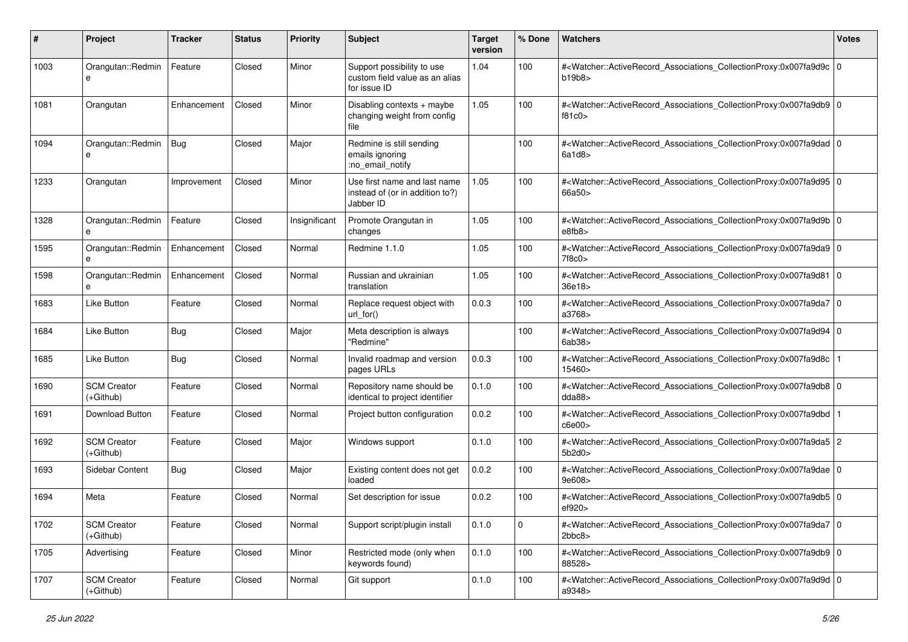| # | Project | Tracker | Status | Priority | Subject | Target version | % Done | Watchers | Votes |
|---|---|---|---|---|---|---|---|---|---|
| 1003 | Orangutan::Redmine | Feature | Closed | Minor | Support possibility to use custom field value as an alias for issue ID | 1.04 | 100 | #<Watcher::ActiveRecord_Associations_CollectionProxy:0x007fa9d9cb19b8> | 0 |
| 1081 | Orangutan | Enhancement | Closed | Minor | Disabling contexts + maybe changing weight from config file | 1.05 | 100 | #<Watcher::ActiveRecord_Associations_CollectionProxy:0x007fa9db9f81c0> | 0 |
| 1094 | Orangutan::Redmine | Bug | Closed | Major | Redmine is still sending emails ignoring :no_email_notify | | 100 | #<Watcher::ActiveRecord_Associations_CollectionProxy:0x007fa9dad6a1d8> | 0 |
| 1233 | Orangutan | Improvement | Closed | Minor | Use first name and last name instead of (or in addition to?) Jabber ID | 1.05 | 100 | #<Watcher::ActiveRecord_Associations_CollectionProxy:0x007fa9d9566a50> | 0 |
| 1328 | Orangutan::Redmine | Feature | Closed | Insignificant | Promote Orangutan in changes | 1.05 | 100 | #<Watcher::ActiveRecord_Associations_CollectionProxy:0x007fa9d9be8fb8> | 0 |
| 1595 | Orangutan::Redmine | Enhancement | Closed | Normal | Redmine 1.1.0 | 1.05 | 100 | #<Watcher::ActiveRecord_Associations_CollectionProxy:0x007fa9da97f8c0> | 0 |
| 1598 | Orangutan::Redmine | Enhancement | Closed | Normal | Russian and ukrainian translation | 1.05 | 100 | #<Watcher::ActiveRecord_Associations_CollectionProxy:0x007fa9d8136e18> | 0 |
| 1683 | Like Button | Feature | Closed | Normal | Replace request object with url_for() | 0.0.3 | 100 | #<Watcher::ActiveRecord_Associations_CollectionProxy:0x007fa9da7a3768> | 0 |
| 1684 | Like Button | Bug | Closed | Major | Meta description is always "Redmine" | | 100 | #<Watcher::ActiveRecord_Associations_CollectionProxy:0x007fa9d946ab38> | 0 |
| 1685 | Like Button | Bug | Closed | Normal | Invalid roadmap and version pages URLs | 0.0.3 | 100 | #<Watcher::ActiveRecord_Associations_CollectionProxy:0x007fa9d8c15460> | 1 |
| 1690 | SCM Creator (+Github) | Feature | Closed | Normal | Repository name should be identical to project identifier | 0.1.0 | 100 | #<Watcher::ActiveRecord_Associations_CollectionProxy:0x007fa9db8dda88> | 0 |
| 1691 | Download Button | Feature | Closed | Normal | Project button configuration | 0.0.2 | 100 | #<Watcher::ActiveRecord_Associations_CollectionProxy:0x007fa9dbdc6e00> | 1 |
| 1692 | SCM Creator (+Github) | Feature | Closed | Major | Windows support | 0.1.0 | 100 | #<Watcher::ActiveRecord_Associations_CollectionProxy:0x007fa9da55b2d0> | 2 |
| 1693 | Sidebar Content | Bug | Closed | Major | Existing content does not get loaded | 0.0.2 | 100 | #<Watcher::ActiveRecord_Associations_CollectionProxy:0x007fa9dae9e608> | 0 |
| 1694 | Meta | Feature | Closed | Normal | Set description for issue | 0.0.2 | 100 | #<Watcher::ActiveRecord_Associations_CollectionProxy:0x007fa9db5ef920> | 0 |
| 1702 | SCM Creator (+Github) | Feature | Closed | Normal | Support script/plugin install | 0.1.0 | 0 | #<Watcher::ActiveRecord_Associations_CollectionProxy:0x007fa9da72bbc8> | 0 |
| 1705 | Advertising | Feature | Closed | Minor | Restricted mode (only when keywords found) | 0.1.0 | 100 | #<Watcher::ActiveRecord_Associations_CollectionProxy:0x007fa9db988528> | 0 |
| 1707 | SCM Creator (+Github) | Feature | Closed | Normal | Git support | 0.1.0 | 100 | #<Watcher::ActiveRecord_Associations_CollectionProxy:0x007fa9d9da9348> | 0 |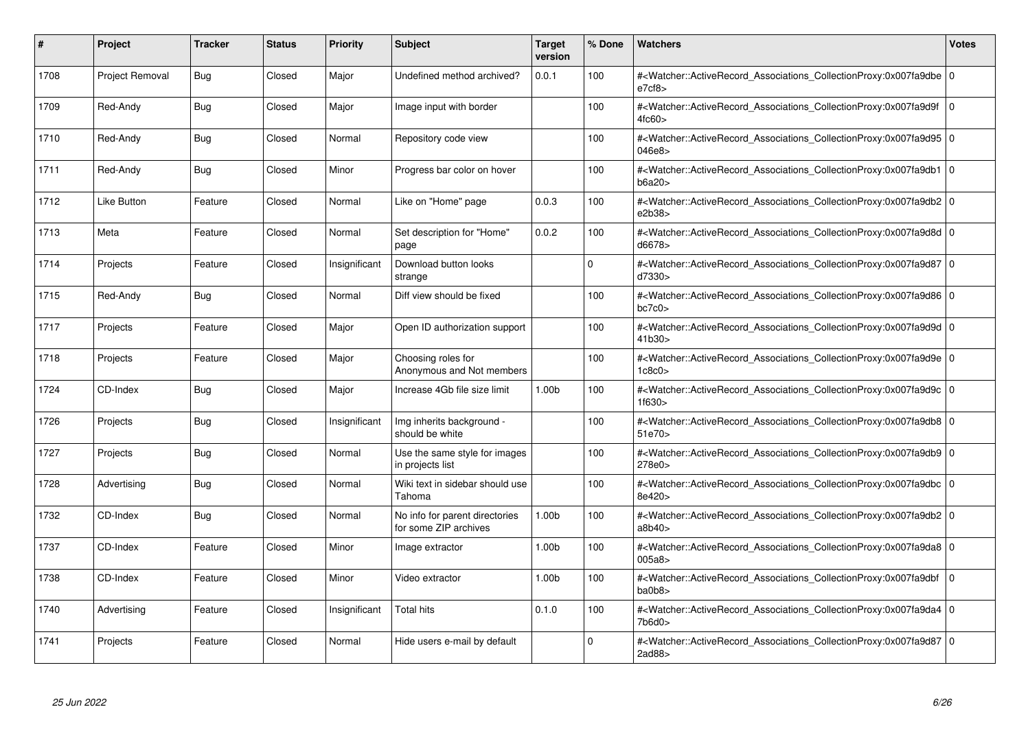| # | Project | Tracker | Status | Priority | Subject | Target version | % Done | Watchers | Votes |
|---|---|---|---|---|---|---|---|---|---|
| 1708 | Project Removal | Bug | Closed | Major | Undefined method archived? | 0.0.1 | 100 | #<Watcher::ActiveRecord_Associations_CollectionProxy:0x007fa9dbee7cf8> | 0 |
| 1709 | Red-Andy | Bug | Closed | Major | Image input with border | | 100 | #<Watcher::ActiveRecord_Associations_CollectionProxy:0x007fa9d9f4fc60> | 0 |
| 1710 | Red-Andy | Bug | Closed | Normal | Repository code view | | 100 | #<Watcher::ActiveRecord_Associations_CollectionProxy:0x007fa9d95046e8> | 0 |
| 1711 | Red-Andy | Bug | Closed | Minor | Progress bar color on hover | | 100 | #<Watcher::ActiveRecord_Associations_CollectionProxy:0x007fa9db1b6a20> | 0 |
| 1712 | Like Button | Feature | Closed | Normal | Like on "Home" page | 0.0.3 | 100 | #<Watcher::ActiveRecord_Associations_CollectionProxy:0x007fa9db2e2b38> | 0 |
| 1713 | Meta | Feature | Closed | Normal | Set description for "Home" page | 0.0.2 | 100 | #<Watcher::ActiveRecord_Associations_CollectionProxy:0x007fa9d8dd6678> | 0 |
| 1714 | Projects | Feature | Closed | Insignificant | Download button looks strange | | 0 | #<Watcher::ActiveRecord_Associations_CollectionProxy:0x007fa9d87d7330> | 0 |
| 1715 | Red-Andy | Bug | Closed | Normal | Diff view should be fixed | | 100 | #<Watcher::ActiveRecord_Associations_CollectionProxy:0x007fa9d86bc7c0> | 0 |
| 1717 | Projects | Feature | Closed | Major | Open ID authorization support | | 100 | #<Watcher::ActiveRecord_Associations_CollectionProxy:0x007fa9d9d41b30> | 0 |
| 1718 | Projects | Feature | Closed | Major | Choosing roles for Anonymous and Not members | | 100 | #<Watcher::ActiveRecord_Associations_CollectionProxy:0x007fa9d9e1c8c0> | 0 |
| 1724 | CD-Index | Bug | Closed | Major | Increase 4Gb file size limit | 1.00b | 100 | #<Watcher::ActiveRecord_Associations_CollectionProxy:0x007fa9d9c1f630> | 0 |
| 1726 | Projects | Bug | Closed | Insignificant | Img inherits background - should be white | | 100 | #<Watcher::ActiveRecord_Associations_CollectionProxy:0x007fa9db851e70> | 0 |
| 1727 | Projects | Bug | Closed | Normal | Use the same style for images in projects list | | 100 | #<Watcher::ActiveRecord_Associations_CollectionProxy:0x007fa9db9278e0> | 0 |
| 1728 | Advertising | Bug | Closed | Normal | Wiki text in sidebar should use Tahoma | | 100 | #<Watcher::ActiveRecord_Associations_CollectionProxy:0x007fa9dbc8e420> | 0 |
| 1732 | CD-Index | Bug | Closed | Normal | No info for parent directories for some ZIP archives | 1.00b | 100 | #<Watcher::ActiveRecord_Associations_CollectionProxy:0x007fa9db2a8b40> | 0 |
| 1737 | CD-Index | Feature | Closed | Minor | Image extractor | 1.00b | 100 | #<Watcher::ActiveRecord_Associations_CollectionProxy:0x007fa9da8005a8> | 0 |
| 1738 | CD-Index | Feature | Closed | Minor | Video extractor | 1.00b | 100 | #<Watcher::ActiveRecord_Associations_CollectionProxy:0x007fa9dbfba0b8> | 0 |
| 1740 | Advertising | Feature | Closed | Insignificant | Total hits | 0.1.0 | 100 | #<Watcher::ActiveRecord_Associations_CollectionProxy:0x007fa9da47b6d0> | 0 |
| 1741 | Projects | Feature | Closed | Normal | Hide users e-mail by default | | 0 | #<Watcher::ActiveRecord_Associations_CollectionProxy:0x007fa9d872ad88> | 0 |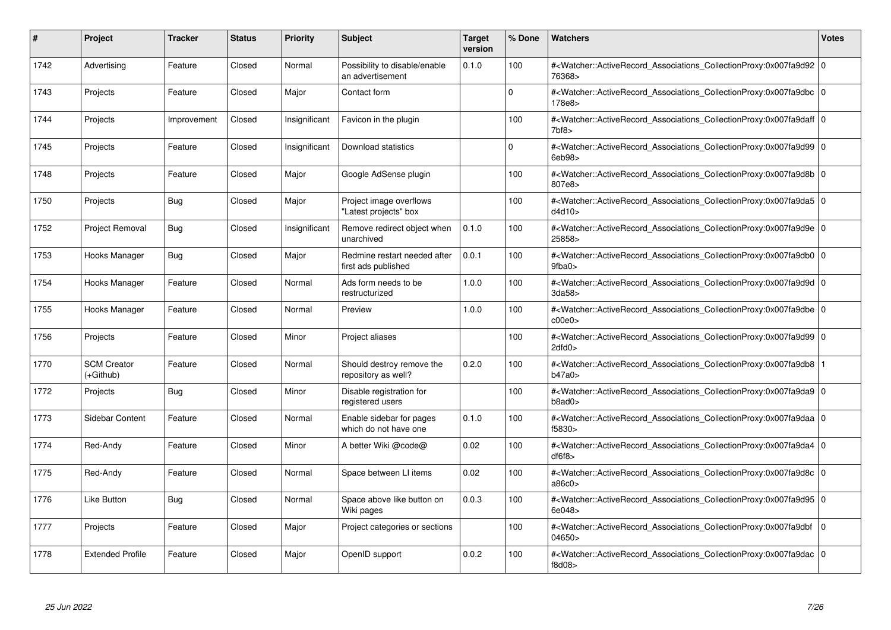| # | Project | Tracker | Status | Priority | Subject | Target version | % Done | Watchers | Votes |
|---|---|---|---|---|---|---|---|---|---|
| 1742 | Advertising | Feature | Closed | Normal | Possibility to disable/enable an advertisement | 0.1.0 | 100 | #<Watcher::ActiveRecord_Associations_CollectionProxy:0x007fa9d9276368> | 0 |
| 1743 | Projects | Feature | Closed | Major | Contact form |  | 0 | #<Watcher::ActiveRecord_Associations_CollectionProxy:0x007fa9dbc178e8> | 0 |
| 1744 | Projects | Improvement | Closed | Insignificant | Favicon in the plugin |  | 100 | #<Watcher::ActiveRecord_Associations_CollectionProxy:0x007fa9daff7bf8> | 0 |
| 1745 | Projects | Feature | Closed | Insignificant | Download statistics |  | 0 | #<Watcher::ActiveRecord_Associations_CollectionProxy:0x007fa9d996eb98> | 0 |
| 1748 | Projects | Feature | Closed | Major | Google AdSense plugin |  | 100 | #<Watcher::ActiveRecord_Associations_CollectionProxy:0x007fa9d8b807e8> | 0 |
| 1750 | Projects | Bug | Closed | Major | Project image overflows "Latest projects" box |  | 100 | #<Watcher::ActiveRecord_Associations_CollectionProxy:0x007fa9da5d4d10> | 0 |
| 1752 | Project Removal | Bug | Closed | Insignificant | Remove redirect object when unarchived | 0.1.0 | 100 | #<Watcher::ActiveRecord_Associations_CollectionProxy:0x007fa9d9e25858> | 0 |
| 1753 | Hooks Manager | Bug | Closed | Major | Redmine restart needed after first ads published | 0.0.1 | 100 | #<Watcher::ActiveRecord_Associations_CollectionProxy:0x007fa9db09fba0> | 0 |
| 1754 | Hooks Manager | Feature | Closed | Normal | Ads form needs to be restructurized | 1.0.0 | 100 | #<Watcher::ActiveRecord_Associations_CollectionProxy:0x007fa9d9d3da58> | 0 |
| 1755 | Hooks Manager | Feature | Closed | Normal | Preview | 1.0.0 | 100 | #<Watcher::ActiveRecord_Associations_CollectionProxy:0x007fa9dbec00e0> | 0 |
| 1756 | Projects | Feature | Closed | Minor | Project aliases |  | 100 | #<Watcher::ActiveRecord_Associations_CollectionProxy:0x007fa9d992dfd0> | 0 |
| 1770 | SCM Creator (+Github) | Feature | Closed | Normal | Should destroy remove the repository as well? | 0.2.0 | 100 | #<Watcher::ActiveRecord_Associations_CollectionProxy:0x007fa9db8b47a0> | 1 |
| 1772 | Projects | Bug | Closed | Minor | Disable registration for registered users |  | 100 | #<Watcher::ActiveRecord_Associations_CollectionProxy:0x007fa9da9b8ad0> | 0 |
| 1773 | Sidebar Content | Feature | Closed | Normal | Enable sidebar for pages which do not have one | 0.1.0 | 100 | #<Watcher::ActiveRecord_Associations_CollectionProxy:0x007fa9daaf5830> | 0 |
| 1774 | Red-Andy | Feature | Closed | Minor | A better Wiki @code@ | 0.02 | 100 | #<Watcher::ActiveRecord_Associations_CollectionProxy:0x007fa9da4df6f8> | 0 |
| 1775 | Red-Andy | Feature | Closed | Normal | Space between LI items | 0.02 | 100 | #<Watcher::ActiveRecord_Associations_CollectionProxy:0x007fa9d8ca86c0> | 0 |
| 1776 | Like Button | Bug | Closed | Normal | Space above like button on Wiki pages | 0.0.3 | 100 | #<Watcher::ActiveRecord_Associations_CollectionProxy:0x007fa9d956e048> | 0 |
| 1777 | Projects | Feature | Closed | Major | Project categories or sections |  | 100 | #<Watcher::ActiveRecord_Associations_CollectionProxy:0x007fa9dbf04650> | 0 |
| 1778 | Extended Profile | Feature | Closed | Major | OpenID support | 0.0.2 | 100 | #<Watcher::ActiveRecord_Associations_CollectionProxy:0x007fa9dacf8d08> | 0 |

*25 Jun 2022*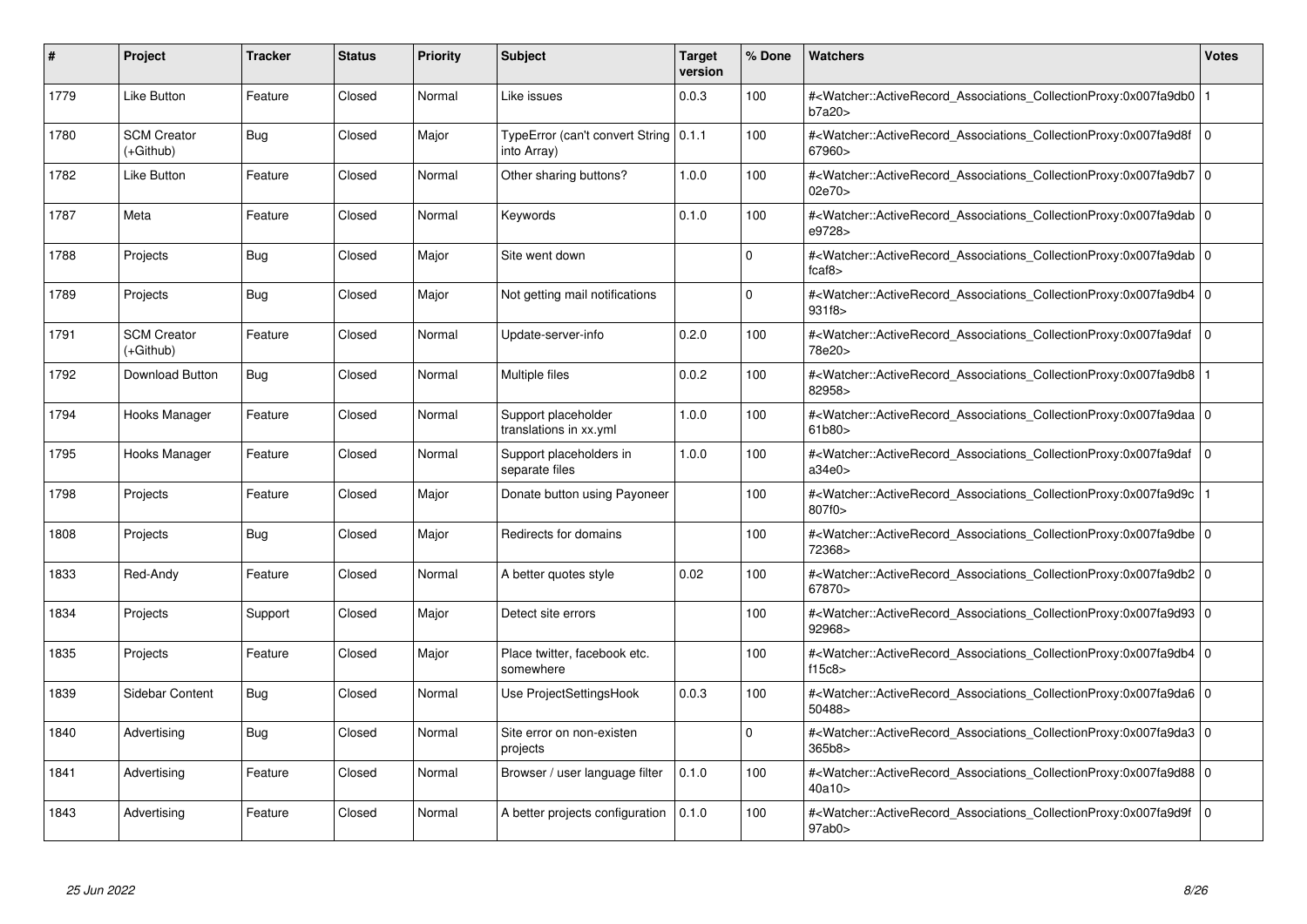| # | Project | Tracker | Status | Priority | Subject | Target version | % Done | Watchers | Votes |
|---|---|---|---|---|---|---|---|---|---|
| 1779 | Like Button | Feature | Closed | Normal | Like issues | 0.0.3 | 100 | #<Watcher::ActiveRecord_Associations_CollectionProxy:0x007fa9db0b7a20> | 1 |
| 1780 | SCM Creator (+Github) | Bug | Closed | Major | TypeError (can't convert String into Array) | 0.1.1 | 100 | #<Watcher::ActiveRecord_Associations_CollectionProxy:0x007fa9d8f67960> | 0 |
| 1782 | Like Button | Feature | Closed | Normal | Other sharing buttons? | 1.0.0 | 100 | #<Watcher::ActiveRecord_Associations_CollectionProxy:0x007fa9db702e70> | 0 |
| 1787 | Meta | Feature | Closed | Normal | Keywords | 0.1.0 | 100 | #<Watcher::ActiveRecord_Associations_CollectionProxy:0x007fa9dabe9728> | 0 |
| 1788 | Projects | Bug | Closed | Major | Site went down | | 0 | #<Watcher::ActiveRecord_Associations_CollectionProxy:0x007fa9dabfcaf8> | 0 |
| 1789 | Projects | Bug | Closed | Major | Not getting mail notifications | | 0 | #<Watcher::ActiveRecord_Associations_CollectionProxy:0x007fa9db4931f8> | 0 |
| 1791 | SCM Creator (+Github) | Feature | Closed | Normal | Update-server-info | 0.2.0 | 100 | #<Watcher::ActiveRecord_Associations_CollectionProxy:0x007fa9daf78e20> | 0 |
| 1792 | Download Button | Bug | Closed | Normal | Multiple files | 0.0.2 | 100 | #<Watcher::ActiveRecord_Associations_CollectionProxy:0x007fa9db882958> | 1 |
| 1794 | Hooks Manager | Feature | Closed | Normal | Support placeholder translations in xx.yml | 1.0.0 | 100 | #<Watcher::ActiveRecord_Associations_CollectionProxy:0x007fa9daa61b80> | 0 |
| 1795 | Hooks Manager | Feature | Closed | Normal | Support placeholders in separate files | 1.0.0 | 100 | #<Watcher::ActiveRecord_Associations_CollectionProxy:0x007fa9dafa34e0> | 0 |
| 1798 | Projects | Feature | Closed | Major | Donate button using Payoneer | | 100 | #<Watcher::ActiveRecord_Associations_CollectionProxy:0x007fa9d9c807f0> | 1 |
| 1808 | Projects | Bug | Closed | Major | Redirects for domains | | 100 | #<Watcher::ActiveRecord_Associations_CollectionProxy:0x007fa9dbe72368> | 0 |
| 1833 | Red-Andy | Feature | Closed | Normal | A better quotes style | 0.02 | 100 | #<Watcher::ActiveRecord_Associations_CollectionProxy:0x007fa9db267870> | 0 |
| 1834 | Projects | Support | Closed | Major | Detect site errors | | 100 | #<Watcher::ActiveRecord_Associations_CollectionProxy:0x007fa9d9392968> | 0 |
| 1835 | Projects | Feature | Closed | Major | Place twitter, facebook etc. somewhere | | 100 | #<Watcher::ActiveRecord_Associations_CollectionProxy:0x007fa9db4f15c8> | 0 |
| 1839 | Sidebar Content | Bug | Closed | Normal | Use ProjectSettingsHook | 0.0.3 | 100 | #<Watcher::ActiveRecord_Associations_CollectionProxy:0x007fa9da650488> | 0 |
| 1840 | Advertising | Bug | Closed | Normal | Site error on non-existen projects | | 0 | #<Watcher::ActiveRecord_Associations_CollectionProxy:0x007fa9da3365b8> | 0 |
| 1841 | Advertising | Feature | Closed | Normal | Browser / user language filter | 0.1.0 | 100 | #<Watcher::ActiveRecord_Associations_CollectionProxy:0x007fa9d8840a10> | 0 |
| 1843 | Advertising | Feature | Closed | Normal | A better projects configuration | 0.1.0 | 100 | #<Watcher::ActiveRecord_Associations_CollectionProxy:0x007fa9d9f97ab0> | 0 |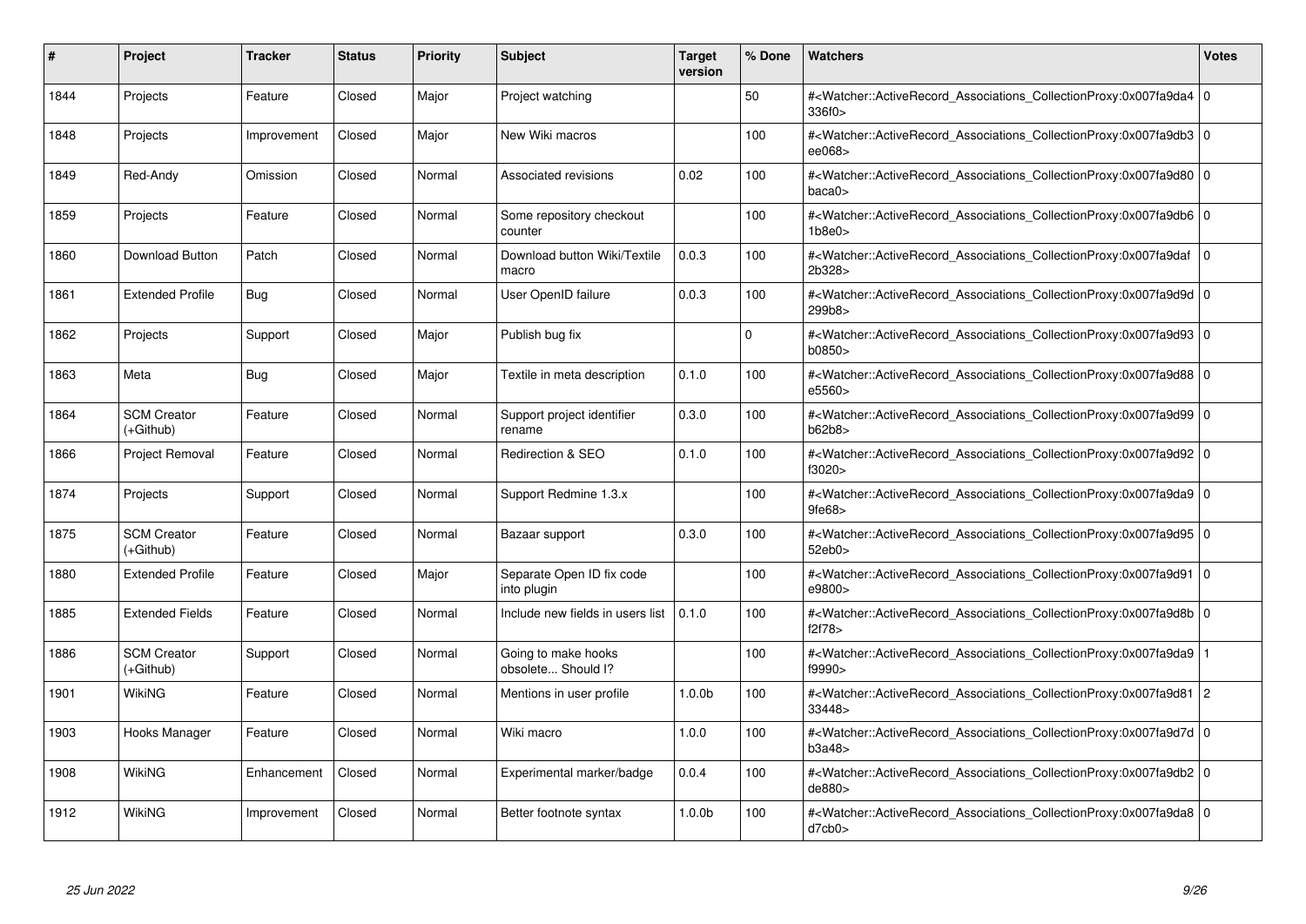| # | Project | Tracker | Status | Priority | Subject | Target version | % Done | Watchers | Votes |
|---|---|---|---|---|---|---|---|---|---|
| 1844 | Projects | Feature | Closed | Major | Project watching | | 50 | #<Watcher::ActiveRecord_Associations_CollectionProxy:0x007fa9da4336f0> | 0 |
| 1848 | Projects | Improvement | Closed | Major | New Wiki macros | | 100 | #<Watcher::ActiveRecord_Associations_CollectionProxy:0x007fa9db3ee068> | 0 |
| 1849 | Red-Andy | Omission | Closed | Normal | Associated revisions | 0.02 | 100 | #<Watcher::ActiveRecord_Associations_CollectionProxy:0x007fa9d80baca0> | 0 |
| 1859 | Projects | Feature | Closed | Normal | Some repository checkout counter | | 100 | #<Watcher::ActiveRecord_Associations_CollectionProxy:0x007fa9db61b8e0> | 0 |
| 1860 | Download Button | Patch | Closed | Normal | Download button Wiki/Textile macro | 0.0.3 | 100 | #<Watcher::ActiveRecord_Associations_CollectionProxy:0x007fa9daf2b328> | 0 |
| 1861 | Extended Profile | Bug | Closed | Normal | User OpenID failure | 0.0.3 | 100 | #<Watcher::ActiveRecord_Associations_CollectionProxy:0x007fa9d9d299b8> | 0 |
| 1862 | Projects | Support | Closed | Major | Publish bug fix | | 0 | #<Watcher::ActiveRecord_Associations_CollectionProxy:0x007fa9d93b0850> | 0 |
| 1863 | Meta | Bug | Closed | Major | Textile in meta description | 0.1.0 | 100 | #<Watcher::ActiveRecord_Associations_CollectionProxy:0x007fa9d88e5560> | 0 |
| 1864 | SCM Creator (+Github) | Feature | Closed | Normal | Support project identifier rename | 0.3.0 | 100 | #<Watcher::ActiveRecord_Associations_CollectionProxy:0x007fa9d99b62b8> | 0 |
| 1866 | Project Removal | Feature | Closed | Normal | Redirection & SEO | 0.1.0 | 100 | #<Watcher::ActiveRecord_Associations_CollectionProxy:0x007fa9d92f3020> | 0 |
| 1874 | Projects | Support | Closed | Normal | Support Redmine 1.3.x | | 100 | #<Watcher::ActiveRecord_Associations_CollectionProxy:0x007fa9da99fe68> | 0 |
| 1875 | SCM Creator (+Github) | Feature | Closed | Normal | Bazaar support | 0.3.0 | 100 | #<Watcher::ActiveRecord_Associations_CollectionProxy:0x007fa9d9552eb0> | 0 |
| 1880 | Extended Profile | Feature | Closed | Major | Separate Open ID fix code into plugin | | 100 | #<Watcher::ActiveRecord_Associations_CollectionProxy:0x007fa9d91e9800> | 0 |
| 1885 | Extended Fields | Feature | Closed | Normal | Include new fields in users list | 0.1.0 | 100 | #<Watcher::ActiveRecord_Associations_CollectionProxy:0x007fa9d8bf2f78> | 0 |
| 1886 | SCM Creator (+Github) | Support | Closed | Normal | Going to make hooks obsolete... Should I? | | 100 | #<Watcher::ActiveRecord_Associations_CollectionProxy:0x007fa9da9f9990> | 1 |
| 1901 | WikiNG | Feature | Closed | Normal | Mentions in user profile | 1.0.0b | 100 | #<Watcher::ActiveRecord_Associations_CollectionProxy:0x007fa9d8133448> | 2 |
| 1903 | Hooks Manager | Feature | Closed | Normal | Wiki macro | 1.0.0 | 100 | #<Watcher::ActiveRecord_Associations_CollectionProxy:0x007fa9d7db3a48> | 0 |
| 1908 | WikiNG | Enhancement | Closed | Normal | Experimental marker/badge | 0.0.4 | 100 | #<Watcher::ActiveRecord_Associations_CollectionProxy:0x007fa9db2de880> | 0 |
| 1912 | WikiNG | Improvement | Closed | Normal | Better footnote syntax | 1.0.0b | 100 | #<Watcher::ActiveRecord_Associations_CollectionProxy:0x007fa9da8d7cb0> | 0 |

*25 Jun 2022*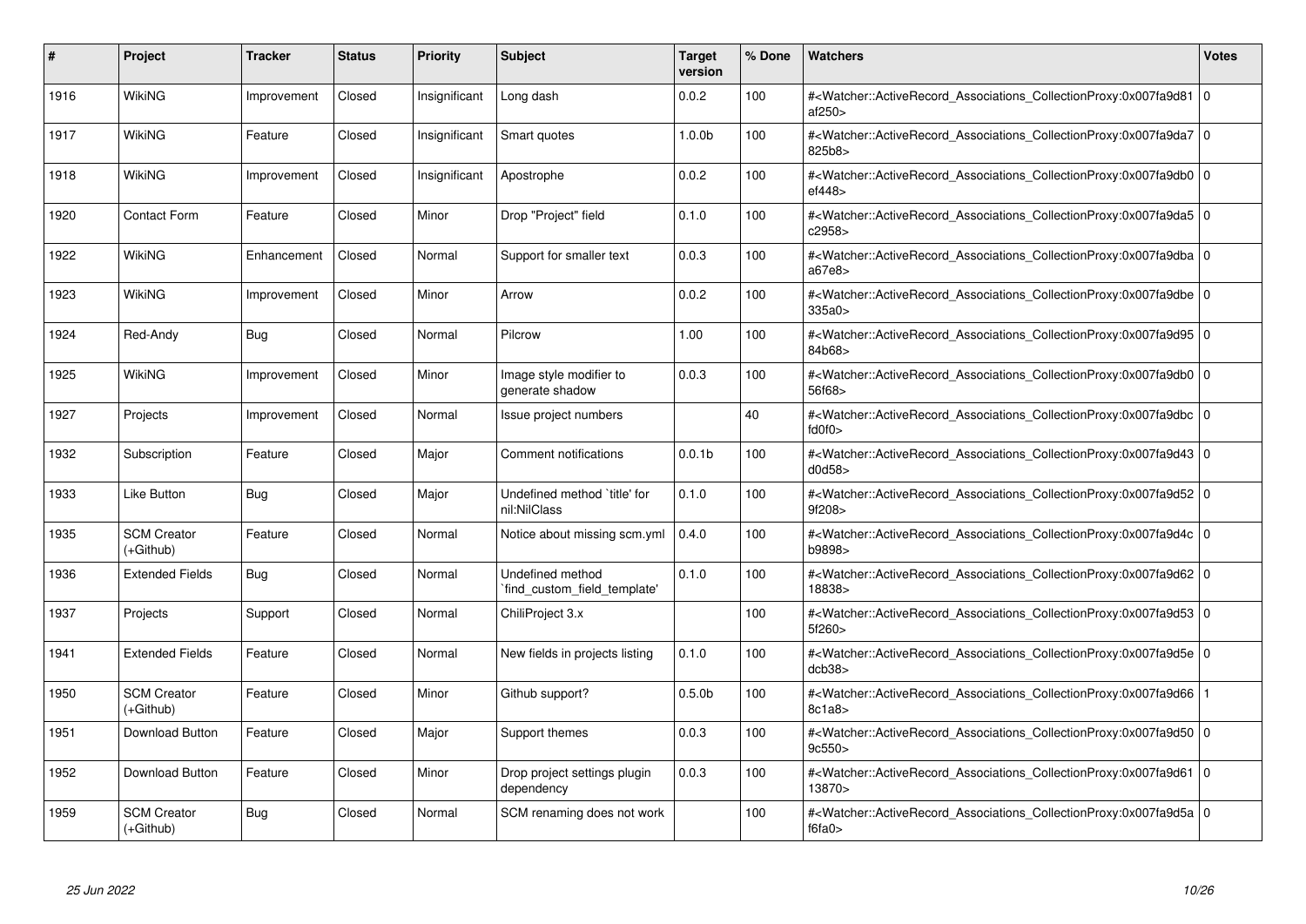| # | Project | Tracker | Status | Priority | Subject | Target version | % Done | Watchers | Votes |
|---|---|---|---|---|---|---|---|---|---|
| 1916 | WikiNG | Improvement | Closed | Insignificant | Long dash | 0.0.2 | 100 | #<Watcher::ActiveRecord_Associations_CollectionProxy:0x007fa9d81af250> | 0 |
| 1917 | WikiNG | Feature | Closed | Insignificant | Smart quotes | 1.0.0b | 100 | #<Watcher::ActiveRecord_Associations_CollectionProxy:0x007fa9da7825b8> | 0 |
| 1918 | WikiNG | Improvement | Closed | Insignificant | Apostrophe | 0.0.2 | 100 | #<Watcher::ActiveRecord_Associations_CollectionProxy:0x007fa9db0ef448> | 0 |
| 1920 | Contact Form | Feature | Closed | Minor | Drop "Project" field | 0.1.0 | 100 | #<Watcher::ActiveRecord_Associations_CollectionProxy:0x007fa9da5c2958> | 0 |
| 1922 | WikiNG | Enhancement | Closed | Normal | Support for smaller text | 0.0.3 | 100 | #<Watcher::ActiveRecord_Associations_CollectionProxy:0x007fa9dbaa67e8> | 0 |
| 1923 | WikiNG | Improvement | Closed | Minor | Arrow | 0.0.2 | 100 | #<Watcher::ActiveRecord_Associations_CollectionProxy:0x007fa9dbe335a0> | 0 |
| 1924 | Red-Andy | Bug | Closed | Normal | Pilcrow | 1.00 | 100 | #<Watcher::ActiveRecord_Associations_CollectionProxy:0x007fa9d9584b68> | 0 |
| 1925 | WikiNG | Improvement | Closed | Minor | Image style modifier to generate shadow | 0.0.3 | 100 | #<Watcher::ActiveRecord_Associations_CollectionProxy:0x007fa9db056f68> | 0 |
| 1927 | Projects | Improvement | Closed | Normal | Issue project numbers | | 40 | #<Watcher::ActiveRecord_Associations_CollectionProxy:0x007fa9dbcfd0f0> | 0 |
| 1932 | Subscription | Feature | Closed | Major | Comment notifications | 0.0.1b | 100 | #<Watcher::ActiveRecord_Associations_CollectionProxy:0x007fa9d43d0d58> | 0 |
| 1933 | Like Button | Bug | Closed | Major | Undefined method `title' for nil:NilClass | 0.1.0 | 100 | #<Watcher::ActiveRecord_Associations_CollectionProxy:0x007fa9d529f208> | 0 |
| 1935 | SCM Creator (+Github) | Feature | Closed | Normal | Notice about missing scm.yml | 0.4.0 | 100 | #<Watcher::ActiveRecord_Associations_CollectionProxy:0x007fa9d4cb9898> | 0 |
| 1936 | Extended Fields | Bug | Closed | Normal | Undefined method `find_custom_field_template' | 0.1.0 | 100 | #<Watcher::ActiveRecord_Associations_CollectionProxy:0x007fa9d6218838> | 0 |
| 1937 | Projects | Support | Closed | Normal | ChiliProject 3.x | | 100 | #<Watcher::ActiveRecord_Associations_CollectionProxy:0x007fa9d535f260> | 0 |
| 1941 | Extended Fields | Feature | Closed | Normal | New fields in projects listing | 0.1.0 | 100 | #<Watcher::ActiveRecord_Associations_CollectionProxy:0x007fa9d5edcb38> | 0 |
| 1950 | SCM Creator (+Github) | Feature | Closed | Minor | Github support? | 0.5.0b | 100 | #<Watcher::ActiveRecord_Associations_CollectionProxy:0x007fa9d668c1a8> | 1 |
| 1951 | Download Button | Feature | Closed | Major | Support themes | 0.0.3 | 100 | #<Watcher::ActiveRecord_Associations_CollectionProxy:0x007fa9d509c550> | 0 |
| 1952 | Download Button | Feature | Closed | Minor | Drop project settings plugin dependency | 0.0.3 | 100 | #<Watcher::ActiveRecord_Associations_CollectionProxy:0x007fa9d6113870> | 0 |
| 1959 | SCM Creator (+Github) | Bug | Closed | Normal | SCM renaming does not work | | 100 | #<Watcher::ActiveRecord_Associations_CollectionProxy:0x007fa9d5af6fa0> | 0 |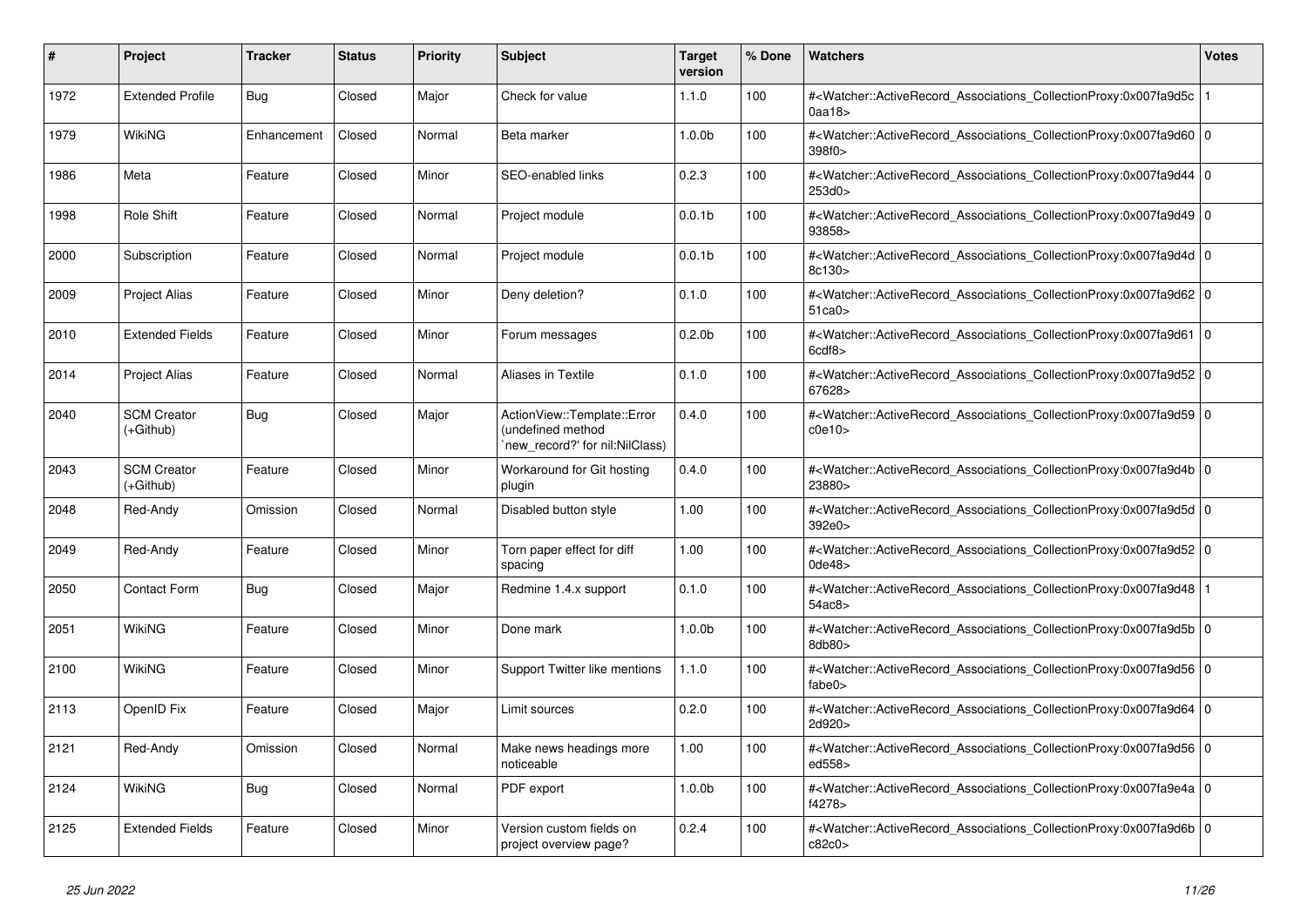| # | Project | Tracker | Status | Priority | Subject | Target version | % Done | Watchers | Votes |
|---|---|---|---|---|---|---|---|---|---|
| 1972 | Extended Profile | Bug | Closed | Major | Check for value | 1.1.0 | 100 | #<Watcher::ActiveRecord_Associations_CollectionProxy:0x007fa9d5c0aa18> | 1 |
| 1979 | WikiNG | Enhancement | Closed | Normal | Beta marker | 1.0.0b | 100 | #<Watcher::ActiveRecord_Associations_CollectionProxy:0x007fa9d60398f0> | 0 |
| 1986 | Meta | Feature | Closed | Minor | SEO-enabled links | 0.2.3 | 100 | #<Watcher::ActiveRecord_Associations_CollectionProxy:0x007fa9d44253d0> | 0 |
| 1998 | Role Shift | Feature | Closed | Normal | Project module | 0.0.1b | 100 | #<Watcher::ActiveRecord_Associations_CollectionProxy:0x007fa9d4993858> | 0 |
| 2000 | Subscription | Feature | Closed | Normal | Project module | 0.0.1b | 100 | #<Watcher::ActiveRecord_Associations_CollectionProxy:0x007fa9d4d8c130> | 0 |
| 2009 | Project Alias | Feature | Closed | Minor | Deny deletion? | 0.1.0 | 100 | #<Watcher::ActiveRecord_Associations_CollectionProxy:0x007fa9d6251ca0> | 0 |
| 2010 | Extended Fields | Feature | Closed | Minor | Forum messages | 0.2.0b | 100 | #<Watcher::ActiveRecord_Associations_CollectionProxy:0x007fa9d616cdf8> | 0 |
| 2014 | Project Alias | Feature | Closed | Normal | Aliases in Textile | 0.1.0 | 100 | #<Watcher::ActiveRecord_Associations_CollectionProxy:0x007fa9d5267628> | 0 |
| 2040 | SCM Creator (+Github) | Bug | Closed | Major | ActionView::Template::Error (undefined method `new_record?' for nil:NilClass) | 0.4.0 | 100 | #<Watcher::ActiveRecord_Associations_CollectionProxy:0x007fa9d59c0e10> | 0 |
| 2043 | SCM Creator (+Github) | Feature | Closed | Minor | Workaround for Git hosting plugin | 0.4.0 | 100 | #<Watcher::ActiveRecord_Associations_CollectionProxy:0x007fa9d4b23880> | 0 |
| 2048 | Red-Andy | Omission | Closed | Normal | Disabled button style | 1.00 | 100 | #<Watcher::ActiveRecord_Associations_CollectionProxy:0x007fa9d5d392e0> | 0 |
| 2049 | Red-Andy | Feature | Closed | Minor | Torn paper effect for diff spacing | 1.00 | 100 | #<Watcher::ActiveRecord_Associations_CollectionProxy:0x007fa9d520de48> | 0 |
| 2050 | Contact Form | Bug | Closed | Major | Redmine 1.4.x support | 0.1.0 | 100 | #<Watcher::ActiveRecord_Associations_CollectionProxy:0x007fa9d4854ac8> | 1 |
| 2051 | WikiNG | Feature | Closed | Minor | Done mark | 1.0.0b | 100 | #<Watcher::ActiveRecord_Associations_CollectionProxy:0x007fa9d5b8db80> | 0 |
| 2100 | WikiNG | Feature | Closed | Minor | Support Twitter like mentions | 1.1.0 | 100 | #<Watcher::ActiveRecord_Associations_CollectionProxy:0x007fa9d56fabe0> | 0 |
| 2113 | OpenID Fix | Feature | Closed | Major | Limit sources | 0.2.0 | 100 | #<Watcher::ActiveRecord_Associations_CollectionProxy:0x007fa9d642d920> | 0 |
| 2121 | Red-Andy | Omission | Closed | Normal | Make news headings more noticeable | 1.00 | 100 | #<Watcher::ActiveRecord_Associations_CollectionProxy:0x007fa9d56ed558> | 0 |
| 2124 | WikiNG | Bug | Closed | Normal | PDF export | 1.0.0b | 100 | #<Watcher::ActiveRecord_Associations_CollectionProxy:0x007fa9e4af4278> | 0 |
| 2125 | Extended Fields | Feature | Closed | Minor | Version custom fields on project overview page? | 0.2.4 | 100 | #<Watcher::ActiveRecord_Associations_CollectionProxy:0x007fa9d6bc82c0> | 0 |

*25 Jun 2022*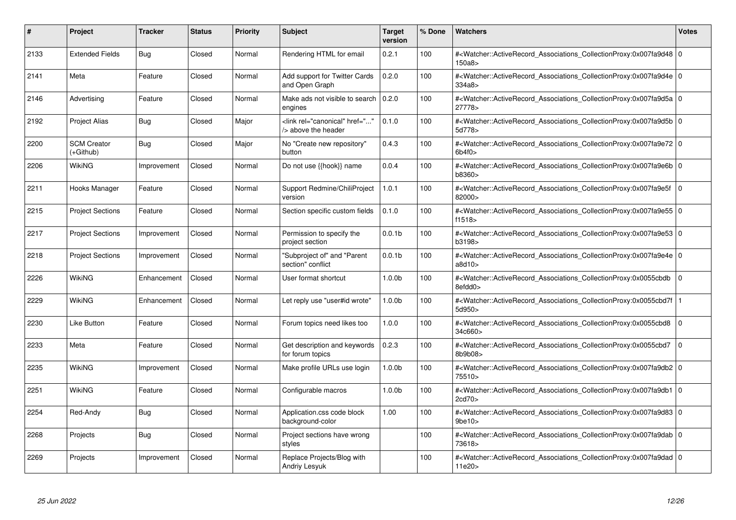| # | Project | Tracker | Status | Priority | Subject | Target version | % Done | Watchers | Votes |
|---|---|---|---|---|---|---|---|---|---|
| 2133 | Extended Fields | Bug | Closed | Normal | Rendering HTML for email | 0.2.1 | 100 | #<Watcher::ActiveRecord_Associations_CollectionProxy:0x007fa9d48150a8> | 0 |
| 2141 | Meta | Feature | Closed | Normal | Add support for Twitter Cards and Open Graph | 0.2.0 | 100 | #<Watcher::ActiveRecord_Associations_CollectionProxy:0x007fa9d4e334a8> | 0 |
| 2146 | Advertising | Feature | Closed | Normal | Make ads not visible to search engines | 0.2.0 | 100 | #<Watcher::ActiveRecord_Associations_CollectionProxy:0x007fa9d5a27778> | 0 |
| 2192 | Project Alias | Bug | Closed | Major | <link rel="canonical" href="..." /> above the header | 0.1.0 | 100 | #<Watcher::ActiveRecord_Associations_CollectionProxy:0x007fa9d5b5d778> | 0 |
| 2200 | SCM Creator (+Github) | Bug | Closed | Major | No "Create new repository" button | 0.4.3 | 100 | #<Watcher::ActiveRecord_Associations_CollectionProxy:0x007fa9e726b4f0> | 0 |
| 2206 | WikiNG | Improvement | Closed | Normal | Do not use {{hook}} name | 0.0.4 | 100 | #<Watcher::ActiveRecord_Associations_CollectionProxy:0x007fa9e6bb8360> | 0 |
| 2211 | Hooks Manager | Feature | Closed | Normal | Support Redmine/ChiliProject version | 1.0.1 | 100 | #<Watcher::ActiveRecord_Associations_CollectionProxy:0x007fa9e5f82000> | 0 |
| 2215 | Project Sections | Feature | Closed | Normal | Section specific custom fields | 0.1.0 | 100 | #<Watcher::ActiveRecord_Associations_CollectionProxy:0x007fa9e55f1518> | 0 |
| 2217 | Project Sections | Improvement | Closed | Normal | Permission to specify the project section | 0.0.1b | 100 | #<Watcher::ActiveRecord_Associations_CollectionProxy:0x007fa9e53b3198> | 0 |
| 2218 | Project Sections | Improvement | Closed | Normal | "Subproject of" and "Parent section" conflict | 0.0.1b | 100 | #<Watcher::ActiveRecord_Associations_CollectionProxy:0x007fa9e4ea8d10> | 0 |
| 2226 | WikiNG | Enhancement | Closed | Normal | User format shortcut | 1.0.0b | 100 | #<Watcher::ActiveRecord_Associations_CollectionProxy:0x0055cbdb8efdd0> | 0 |
| 2229 | WikiNG | Enhancement | Closed | Normal | Let reply use "user#id wrote" | 1.0.0b | 100 | #<Watcher::ActiveRecord_Associations_CollectionProxy:0x0055cbd7f5d950> | 1 |
| 2230 | Like Button | Feature | Closed | Normal | Forum topics need likes too | 1.0.0 | 100 | #<Watcher::ActiveRecord_Associations_CollectionProxy:0x0055cbd834c660> | 0 |
| 2233 | Meta | Feature | Closed | Normal | Get description and keywords for forum topics | 0.2.3 | 100 | #<Watcher::ActiveRecord_Associations_CollectionProxy:0x0055cbd78b9b08> | 0 |
| 2235 | WikiNG | Improvement | Closed | Normal | Make profile URLs use login | 1.0.0b | 100 | #<Watcher::ActiveRecord_Associations_CollectionProxy:0x007fa9db275510> | 0 |
| 2251 | WikiNG | Feature | Closed | Normal | Configurable macros | 1.0.0b | 100 | #<Watcher::ActiveRecord_Associations_CollectionProxy:0x007fa9db12cd70> | 0 |
| 2254 | Red-Andy | Bug | Closed | Normal | Application.css code block background-color | 1.00 | 100 | #<Watcher::ActiveRecord_Associations_CollectionProxy:0x007fa9d839be10> | 0 |
| 2268 | Projects | Bug | Closed | Normal | Project sections have wrong styles | | 100 | #<Watcher::ActiveRecord_Associations_CollectionProxy:0x007fa9dab73618> | 0 |
| 2269 | Projects | Improvement | Closed | Normal | Replace Projects/Blog with Andriy Lesyuk | | 100 | #<Watcher::ActiveRecord_Associations_CollectionProxy:0x007fa9dad11e20> | 0 |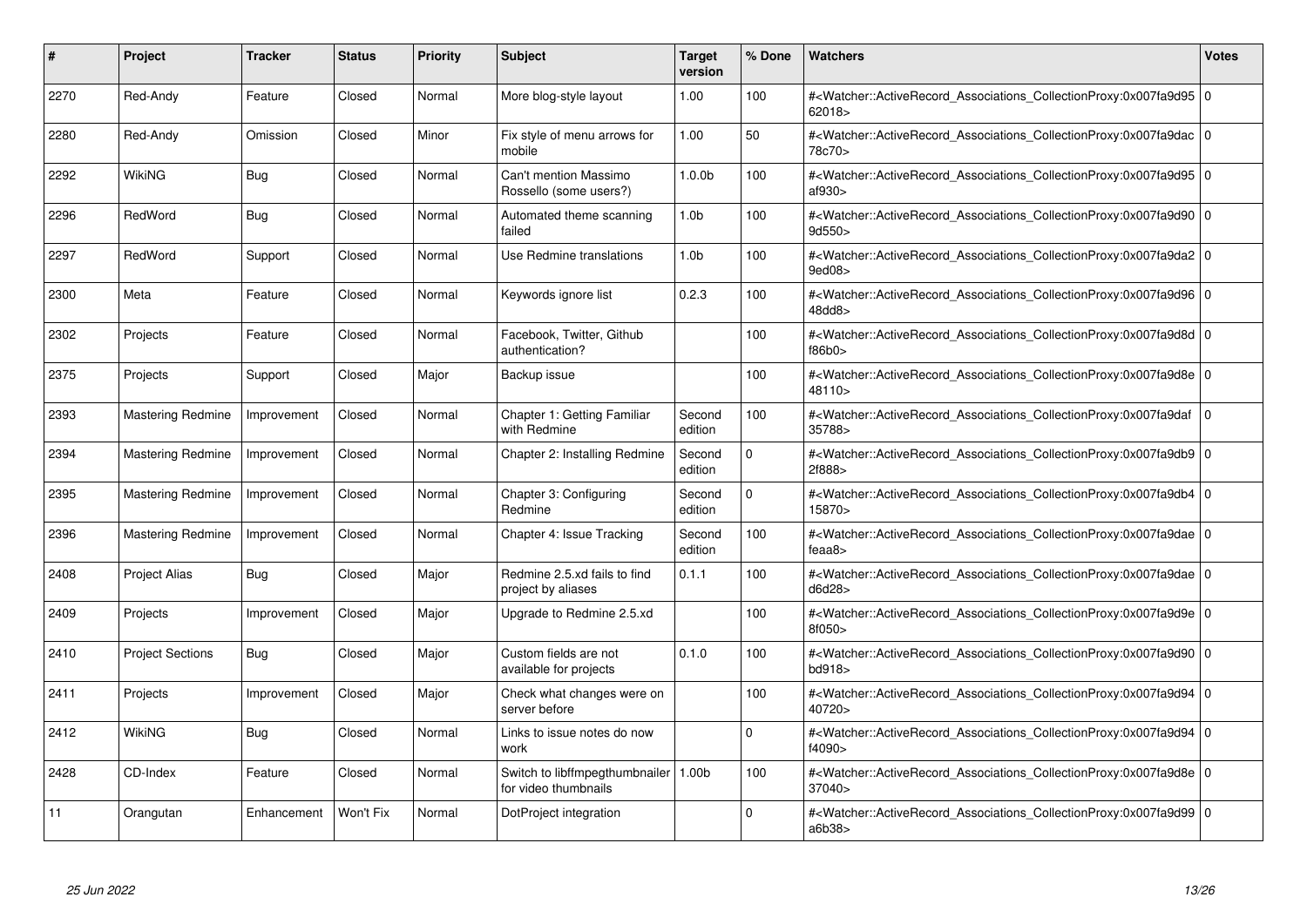| # | Project | Tracker | Status | Priority | Subject | Target version | % Done | Watchers | Votes |
|---|---|---|---|---|---|---|---|---|---|
| 2270 | Red-Andy | Feature | Closed | Normal | More blog-style layout | 1.00 | 100 | #<Watcher::ActiveRecord_Associations_CollectionProxy:0x007fa9d95 62018> | 0 |
| 2280 | Red-Andy | Omission | Closed | Minor | Fix style of menu arrows for mobile | 1.00 | 50 | #<Watcher::ActiveRecord_Associations_CollectionProxy:0x007fa9dac 78c70> | 0 |
| 2292 | WikiNG | Bug | Closed | Normal | Can't mention Massimo Rossello (some users?) | 1.0.0b | 100 | #<Watcher::ActiveRecord_Associations_CollectionProxy:0x007fa9d95 af930> | 0 |
| 2296 | RedWord | Bug | Closed | Normal | Automated theme scanning failed | 1.0b | 100 | #<Watcher::ActiveRecord_Associations_CollectionProxy:0x007fa9d90 9d550> | 0 |
| 2297 | RedWord | Support | Closed | Normal | Use Redmine translations | 1.0b | 100 | #<Watcher::ActiveRecord_Associations_CollectionProxy:0x007fa9da2 9ed08> | 0 |
| 2300 | Meta | Feature | Closed | Normal | Keywords ignore list | 0.2.3 | 100 | #<Watcher::ActiveRecord_Associations_CollectionProxy:0x007fa9d96 48dd8> | 0 |
| 2302 | Projects | Feature | Closed | Normal | Facebook, Twitter, Github authentication? | | 100 | #<Watcher::ActiveRecord_Associations_CollectionProxy:0x007fa9d8d f86b0> | 0 |
| 2375 | Projects | Support | Closed | Major | Backup issue | | 100 | #<Watcher::ActiveRecord_Associations_CollectionProxy:0x007fa9d8e 48110> | 0 |
| 2393 | Mastering Redmine | Improvement | Closed | Normal | Chapter 1: Getting Familiar with Redmine | Second edition | 100 | #<Watcher::ActiveRecord_Associations_CollectionProxy:0x007fa9daf 35788> | 0 |
| 2394 | Mastering Redmine | Improvement | Closed | Normal | Chapter 2: Installing Redmine | Second edition | 0 | #<Watcher::ActiveRecord_Associations_CollectionProxy:0x007fa9db9 2f888> | 0 |
| 2395 | Mastering Redmine | Improvement | Closed | Normal | Chapter 3: Configuring Redmine | Second edition | 0 | #<Watcher::ActiveRecord_Associations_CollectionProxy:0x007fa9db4 15870> | 0 |
| 2396 | Mastering Redmine | Improvement | Closed | Normal | Chapter 4: Issue Tracking | Second edition | 100 | #<Watcher::ActiveRecord_Associations_CollectionProxy:0x007fa9dae feaa8> | 0 |
| 2408 | Project Alias | Bug | Closed | Major | Redmine 2.5.xd fails to find project by aliases | 0.1.1 | 100 | #<Watcher::ActiveRecord_Associations_CollectionProxy:0x007fa9dae d6d28> | 0 |
| 2409 | Projects | Improvement | Closed | Major | Upgrade to Redmine 2.5.xd | | 100 | #<Watcher::ActiveRecord_Associations_CollectionProxy:0x007fa9d9e 8f050> | 0 |
| 2410 | Project Sections | Bug | Closed | Major | Custom fields are not available for projects | 0.1.0 | 100 | #<Watcher::ActiveRecord_Associations_CollectionProxy:0x007fa9d90 bd918> | 0 |
| 2411 | Projects | Improvement | Closed | Major | Check what changes were on server before | | 100 | #<Watcher::ActiveRecord_Associations_CollectionProxy:0x007fa9d94 40720> | 0 |
| 2412 | WikiNG | Bug | Closed | Normal | Links to issue notes do now work | | 0 | #<Watcher::ActiveRecord_Associations_CollectionProxy:0x007fa9d94 f4090> | 0 |
| 2428 | CD-Index | Feature | Closed | Normal | Switch to libffmpegthumbnailer for video thumbnails | 1.00b | 100 | #<Watcher::ActiveRecord_Associations_CollectionProxy:0x007fa9d8e 37040> | 0 |
| 11 | Orangutan | Enhancement | Won't Fix | Normal | DotProject integration | | 0 | #<Watcher::ActiveRecord_Associations_CollectionProxy:0x007fa9d99 a6b38> | 0 |

*25 Jun 2022*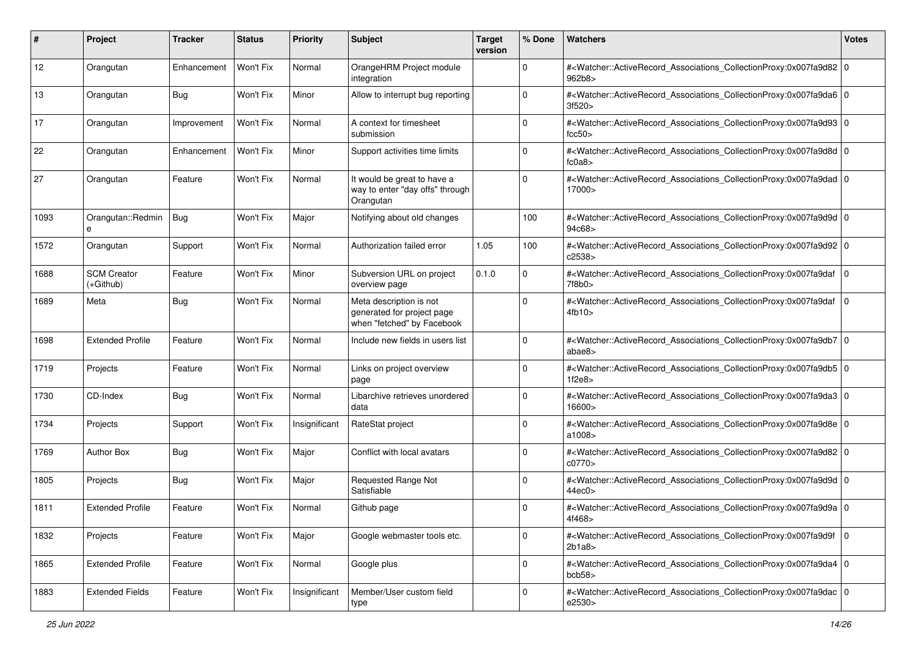| # | Project | Tracker | Status | Priority | Subject | Target version | % Done | Watchers | Votes |
|---|---|---|---|---|---|---|---|---|---|
| 12 | Orangutan | Enhancement | Won't Fix | Normal | OrangeHRM Project module integration | | 0 | #<Watcher::ActiveRecord_Associations_CollectionProxy:0x007fa9d82962b8> | 0 |
| 13 | Orangutan | Bug | Won't Fix | Minor | Allow to interrupt bug reporting | | 0 | #<Watcher::ActiveRecord_Associations_CollectionProxy:0x007fa9da63f520> | 0 |
| 17 | Orangutan | Improvement | Won't Fix | Normal | A context for timesheet submission | | 0 | #<Watcher::ActiveRecord_Associations_CollectionProxy:0x007fa9d93fcc50> | 0 |
| 22 | Orangutan | Enhancement | Won't Fix | Minor | Support activities time limits | | 0 | #<Watcher::ActiveRecord_Associations_CollectionProxy:0x007fa9d8dfc0a8> | 0 |
| 27 | Orangutan | Feature | Won't Fix | Normal | It would be great to have a way to enter "day offs" through Orangutan | | 0 | #<Watcher::ActiveRecord_Associations_CollectionProxy:0x007fa9dad17000> | 0 |
| 1093 | Orangutan::Redmine | Bug | Won't Fix | Major | Notifying about old changes | | 100 | #<Watcher::ActiveRecord_Associations_CollectionProxy:0x007fa9d9d94c68> | 0 |
| 1572 | Orangutan | Support | Won't Fix | Normal | Authorization failed error | 1.05 | 100 | #<Watcher::ActiveRecord_Associations_CollectionProxy:0x007fa9d92c2538> | 0 |
| 1688 | SCM Creator (+Github) | Feature | Won't Fix | Minor | Subversion URL on project overview page | 0.1.0 | 0 | #<Watcher::ActiveRecord_Associations_CollectionProxy:0x007fa9daf7f8b0> | 0 |
| 1689 | Meta | Bug | Won't Fix | Normal | Meta description is not generated for project page when "fetched" by Facebook | | 0 | #<Watcher::ActiveRecord_Associations_CollectionProxy:0x007fa9daf4fb10> | 0 |
| 1698 | Extended Profile | Feature | Won't Fix | Normal | Include new fields in users list | | 0 | #<Watcher::ActiveRecord_Associations_CollectionProxy:0x007fa9db7abae8> | 0 |
| 1719 | Projects | Feature | Won't Fix | Normal | Links on project overview page | | 0 | #<Watcher::ActiveRecord_Associations_CollectionProxy:0x007fa9db51f2e8> | 0 |
| 1730 | CD-Index | Bug | Won't Fix | Normal | Libarchive retrieves unordered data | | 0 | #<Watcher::ActiveRecord_Associations_CollectionProxy:0x007fa9da316600> | 0 |
| 1734 | Projects | Support | Won't Fix | Insignificant | RateStat project | | 0 | #<Watcher::ActiveRecord_Associations_CollectionProxy:0x007fa9d8ea1008> | 0 |
| 1769 | Author Box | Bug | Won't Fix | Major | Conflict with local avatars | | 0 | #<Watcher::ActiveRecord_Associations_CollectionProxy:0x007fa9d82c0770> | 0 |
| 1805 | Projects | Bug | Won't Fix | Major | Requested Range Not Satisfiable | | 0 | #<Watcher::ActiveRecord_Associations_CollectionProxy:0x007fa9d9d44ec0> | 0 |
| 1811 | Extended Profile | Feature | Won't Fix | Normal | Github page | | 0 | #<Watcher::ActiveRecord_Associations_CollectionProxy:0x007fa9d9a4f468> | 0 |
| 1832 | Projects | Feature | Won't Fix | Major | Google webmaster tools etc. | | 0 | #<Watcher::ActiveRecord_Associations_CollectionProxy:0x007fa9d9f2b1a8> | 0 |
| 1865 | Extended Profile | Feature | Won't Fix | Normal | Google plus | | 0 | #<Watcher::ActiveRecord_Associations_CollectionProxy:0x007fa9da4bcb58> | 0 |
| 1883 | Extended Fields | Feature | Won't Fix | Insignificant | Member/User custom field type | | 0 | #<Watcher::ActiveRecord_Associations_CollectionProxy:0x007fa9dace2530> | 0 |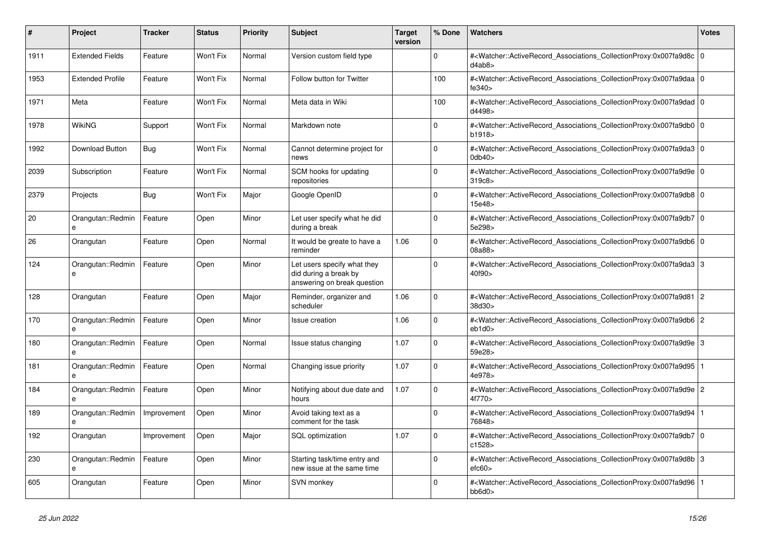| # | Project | Tracker | Status | Priority | Subject | Target version | % Done | Watchers | Votes |
|---|---|---|---|---|---|---|---|---|---|
| 1911 | Extended Fields | Feature | Won't Fix | Normal | Version custom field type | | 0 | #<Watcher::ActiveRecord_Associations_CollectionProxy:0x007fa9d8cd4ab8> | 0 |
| 1953 | Extended Profile | Feature | Won't Fix | Normal | Follow button for Twitter | | 100 | #<Watcher::ActiveRecord_Associations_CollectionProxy:0x007fa9daafe340> | 0 |
| 1971 | Meta | Feature | Won't Fix | Normal | Meta data in Wiki | | 100 | #<Watcher::ActiveRecord_Associations_CollectionProxy:0x007fa9dadd4498> | 0 |
| 1978 | WikiNG | Support | Won't Fix | Normal | Markdown note | | 0 | #<Watcher::ActiveRecord_Associations_CollectionProxy:0x007fa9db0b1918> | 0 |
| 1992 | Download Button | Bug | Won't Fix | Normal | Cannot determine project for news | | 0 | #<Watcher::ActiveRecord_Associations_CollectionProxy:0x007fa9da30db40> | 0 |
| 2039 | Subscription | Feature | Won't Fix | Normal | SCM hooks for updating repositories | | 0 | #<Watcher::ActiveRecord_Associations_CollectionProxy:0x007fa9d9e319c8> | 0 |
| 2379 | Projects | Bug | Won't Fix | Major | Google OpenID | | 0 | #<Watcher::ActiveRecord_Associations_CollectionProxy:0x007fa9db815e48> | 0 |
| 20 | Orangutan::Redmine | Feature | Open | Minor | Let user specify what he did during a break | | 0 | #<Watcher::ActiveRecord_Associations_CollectionProxy:0x007fa9db75e298> | 0 |
| 26 | Orangutan | Feature | Open | Normal | It would be greate to have a reminder | 1.06 | 0 | #<Watcher::ActiveRecord_Associations_CollectionProxy:0x007fa9db608a88> | 0 |
| 124 | Orangutan::Redmine | Feature | Open | Minor | Let users specify what they did during a break by answering on break question | | 0 | #<Watcher::ActiveRecord_Associations_CollectionProxy:0x007fa9da340f90> | 3 |
| 128 | Orangutan | Feature | Open | Major | Reminder, organizer and scheduler | 1.06 | 0 | #<Watcher::ActiveRecord_Associations_CollectionProxy:0x007fa9d8138d30> | 2 |
| 170 | Orangutan::Redmine | Feature | Open | Minor | Issue creation | 1.06 | 0 | #<Watcher::ActiveRecord_Associations_CollectionProxy:0x007fa9db6eb1d0> | 2 |
| 180 | Orangutan::Redmine | Feature | Open | Normal | Issue status changing | 1.07 | 0 | #<Watcher::ActiveRecord_Associations_CollectionProxy:0x007fa9d9e59e28> | 3 |
| 181 | Orangutan::Redmine | Feature | Open | Normal | Changing issue priority | 1.07 | 0 | #<Watcher::ActiveRecord_Associations_CollectionProxy:0x007fa9d954e978> | 1 |
| 184 | Orangutan::Redmine | Feature | Open | Minor | Notifying about due date and hours | 1.07 | 0 | #<Watcher::ActiveRecord_Associations_CollectionProxy:0x007fa9d9e4f770> | 2 |
| 189 | Orangutan::Redmine | Improvement | Open | Minor | Avoid taking text as a comment for the task | | 0 | #<Watcher::ActiveRecord_Associations_CollectionProxy:0x007fa9d9476848> | 1 |
| 192 | Orangutan | Improvement | Open | Major | SQL optimization | 1.07 | 0 | #<Watcher::ActiveRecord_Associations_CollectionProxy:0x007fa9db7c1528> | 0 |
| 230 | Orangutan::Redmine | Feature | Open | Minor | Starting task/time entry and new issue at the same time | | 0 | #<Watcher::ActiveRecord_Associations_CollectionProxy:0x007fa9d8befc60> | 3 |
| 605 | Orangutan | Feature | Open | Minor | SVN monkey | | 0 | #<Watcher::ActiveRecord_Associations_CollectionProxy:0x007fa9d96bb6d0> | 1 |

*25 Jun 2022*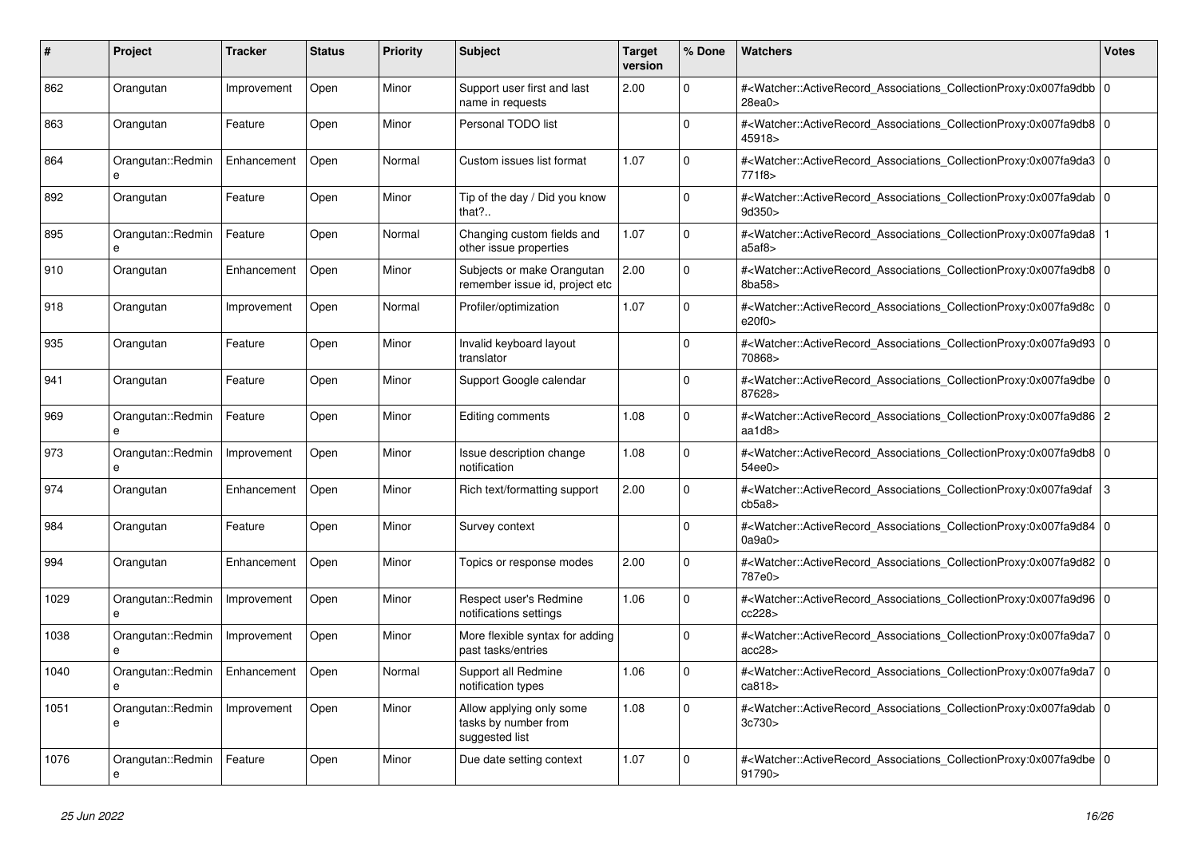| # | Project | Tracker | Status | Priority | Subject | Target version | % Done | Watchers | Votes |
|---|---|---|---|---|---|---|---|---|---|
| 862 | Orangutan | Improvement | Open | Minor | Support user first and last name in requests | 2.00 | 0 | #<Watcher::ActiveRecord_Associations_CollectionProxy:0x007fa9dbb28ea0> | 0 |
| 863 | Orangutan | Feature | Open | Minor | Personal TODO list | | 0 | #<Watcher::ActiveRecord_Associations_CollectionProxy:0x007fa9db845918> | 0 |
| 864 | Orangutan::Redmine | Enhancement | Open | Normal | Custom issues list format | 1.07 | 0 | #<Watcher::ActiveRecord_Associations_CollectionProxy:0x007fa9da3771f8> | 0 |
| 892 | Orangutan | Feature | Open | Minor | Tip of the day / Did you know that?.. | | 0 | #<Watcher::ActiveRecord_Associations_CollectionProxy:0x007fa9dab9d350> | 0 |
| 895 | Orangutan::Redmine | Feature | Open | Normal | Changing custom fields and other issue properties | 1.07 | 0 | #<Watcher::ActiveRecord_Associations_CollectionProxy:0x007fa9da8a5af8> | 1 |
| 910 | Orangutan | Enhancement | Open | Minor | Subjects or make Orangutan remember issue id, project etc | 2.00 | 0 | #<Watcher::ActiveRecord_Associations_CollectionProxy:0x007fa9db88ba58> | 0 |
| 918 | Orangutan | Improvement | Open | Normal | Profiler/optimization | 1.07 | 0 | #<Watcher::ActiveRecord_Associations_CollectionProxy:0x007fa9d8ce20f0> | 0 |
| 935 | Orangutan | Feature | Open | Minor | Invalid keyboard layout translator | | 0 | #<Watcher::ActiveRecord_Associations_CollectionProxy:0x007fa9d9370868> | 0 |
| 941 | Orangutan | Feature | Open | Minor | Support Google calendar | | 0 | #<Watcher::ActiveRecord_Associations_CollectionProxy:0x007fa9dbe87628> | 0 |
| 969 | Orangutan::Redmine | Feature | Open | Minor | Editing comments | 1.08 | 0 | #<Watcher::ActiveRecord_Associations_CollectionProxy:0x007fa9d86aa1d8> | 2 |
| 973 | Orangutan::Redmine | Improvement | Open | Minor | Issue description change notification | 1.08 | 0 | #<Watcher::ActiveRecord_Associations_CollectionProxy:0x007fa9db854ee0> | 0 |
| 974 | Orangutan | Enhancement | Open | Minor | Rich text/formatting support | 2.00 | 0 | #<Watcher::ActiveRecord_Associations_CollectionProxy:0x007fa9dafcb5a8> | 3 |
| 984 | Orangutan | Feature | Open | Minor | Survey context | | 0 | #<Watcher::ActiveRecord_Associations_CollectionProxy:0x007fa9d840a9a0> | 0 |
| 994 | Orangutan | Enhancement | Open | Minor | Topics or response modes | 2.00 | 0 | #<Watcher::ActiveRecord_Associations_CollectionProxy:0x007fa9d82787e0> | 0 |
| 1029 | Orangutan::Redmine | Improvement | Open | Minor | Respect user's Redmine notifications settings | 1.06 | 0 | #<Watcher::ActiveRecord_Associations_CollectionProxy:0x007fa9d96cc228> | 0 |
| 1038 | Orangutan::Redmine | Improvement | Open | Minor | More flexible syntax for adding past tasks/entries | | 0 | #<Watcher::ActiveRecord_Associations_CollectionProxy:0x007fa9da7acc28> | 0 |
| 1040 | Orangutan::Redmine | Enhancement | Open | Normal | Support all Redmine notification types | 1.06 | 0 | #<Watcher::ActiveRecord_Associations_CollectionProxy:0x007fa9da7ca818> | 0 |
| 1051 | Orangutan::Redmine | Improvement | Open | Minor | Allow applying only some tasks by number from suggested list | 1.08 | 0 | #<Watcher::ActiveRecord_Associations_CollectionProxy:0x007fa9dab3c730> | 0 |
| 1076 | Orangutan::Redmine | Feature | Open | Minor | Due date setting context | 1.07 | 0 | #<Watcher::ActiveRecord_Associations_CollectionProxy:0x007fa9dbe91790> | 0 |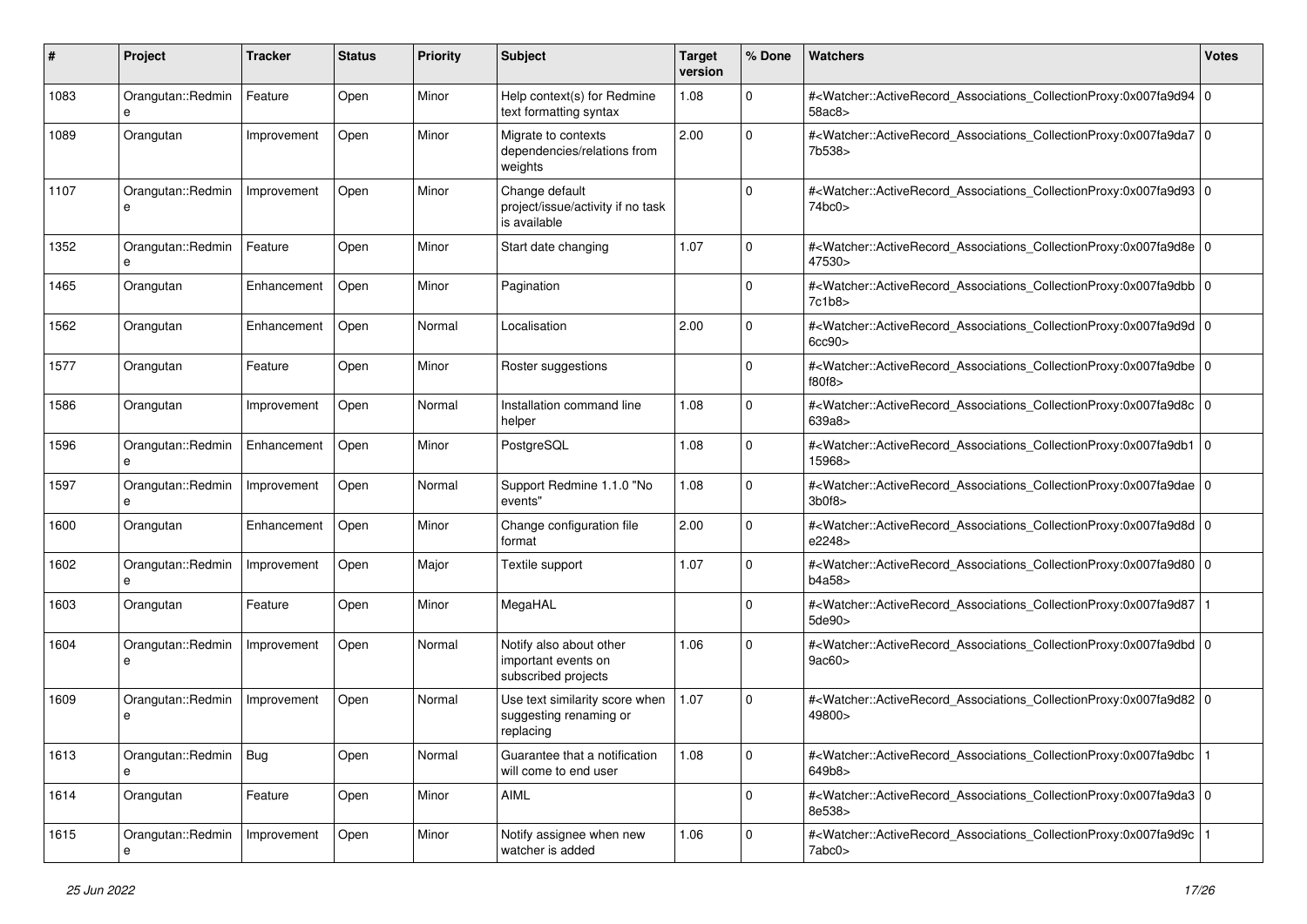| # | Project | Tracker | Status | Priority | Subject | Target version | % Done | Watchers | Votes |
|---|---|---|---|---|---|---|---|---|---|
| 1083 | Orangutan::Redmine | Feature | Open | Minor | Help context(s) for Redmine text formatting syntax | 1.08 | 0 | #<Watcher::ActiveRecord_Associations_CollectionProxy:0x007fa9d9458ac8> | 0 |
| 1089 | Orangutan | Improvement | Open | Minor | Migrate to contexts dependencies/relations from weights | 2.00 | 0 | #<Watcher::ActiveRecord_Associations_CollectionProxy:0x007fa9da77b538> | 0 |
| 1107 | Orangutan::Redmine | Improvement | Open | Minor | Change default project/issue/activity if no task is available | | 0 | #<Watcher::ActiveRecord_Associations_CollectionProxy:0x007fa9d9374bc0> | 0 |
| 1352 | Orangutan::Redmine | Feature | Open | Minor | Start date changing | 1.07 | 0 | #<Watcher::ActiveRecord_Associations_CollectionProxy:0x007fa9d8e47530> | 0 |
| 1465 | Orangutan | Enhancement | Open | Minor | Pagination | | 0 | #<Watcher::ActiveRecord_Associations_CollectionProxy:0x007fa9dbb7c1b8> | 0 |
| 1562 | Orangutan | Enhancement | Open | Normal | Localisation | 2.00 | 0 | #<Watcher::ActiveRecord_Associations_CollectionProxy:0x007fa9d9d6cc90> | 0 |
| 1577 | Orangutan | Feature | Open | Minor | Roster suggestions | | 0 | #<Watcher::ActiveRecord_Associations_CollectionProxy:0x007fa9dbef80f8> | 0 |
| 1586 | Orangutan | Improvement | Open | Normal | Installation command line helper | 1.08 | 0 | #<Watcher::ActiveRecord_Associations_CollectionProxy:0x007fa9d8c639a8> | 0 |
| 1596 | Orangutan::Redmine | Enhancement | Open | Minor | PostgreSQL | 1.08 | 0 | #<Watcher::ActiveRecord_Associations_CollectionProxy:0x007fa9db115968> | 0 |
| 1597 | Orangutan::Redmine | Improvement | Open | Normal | Support Redmine 1.1.0 "No events" | 1.08 | 0 | #<Watcher::ActiveRecord_Associations_CollectionProxy:0x007fa9dae3b0f8> | 0 |
| 1600 | Orangutan | Enhancement | Open | Minor | Change configuration file format | 2.00 | 0 | #<Watcher::ActiveRecord_Associations_CollectionProxy:0x007fa9d8de2248> | 0 |
| 1602 | Orangutan::Redmine | Improvement | Open | Major | Textile support | 1.07 | 0 | #<Watcher::ActiveRecord_Associations_CollectionProxy:0x007fa9d80b4a58> | 0 |
| 1603 | Orangutan | Feature | Open | Minor | MegaHAL | | 0 | #<Watcher::ActiveRecord_Associations_CollectionProxy:0x007fa9d875de90> | 1 |
| 1604 | Orangutan::Redmine | Improvement | Open | Normal | Notify also about other important events on subscribed projects | 1.06 | 0 | #<Watcher::ActiveRecord_Associations_CollectionProxy:0x007fa9dbd9ac60> | 0 |
| 1609 | Orangutan::Redmine | Improvement | Open | Normal | Use text similarity score when suggesting renaming or replacing | 1.07 | 0 | #<Watcher::ActiveRecord_Associations_CollectionProxy:0x007fa9d8249800> | 0 |
| 1613 | Orangutan::Redmine | Bug | Open | Normal | Guarantee that a notification will come to end user | 1.08 | 0 | #<Watcher::ActiveRecord_Associations_CollectionProxy:0x007fa9dbc649b8> | 1 |
| 1614 | Orangutan | Feature | Open | Minor | AIML | | 0 | #<Watcher::ActiveRecord_Associations_CollectionProxy:0x007fa9da38e538> | 0 |
| 1615 | Orangutan::Redmine | Improvement | Open | Minor | Notify assignee when new watcher is added | 1.06 | 0 | #<Watcher::ActiveRecord_Associations_CollectionProxy:0x007fa9d9c7abc0> | 1 |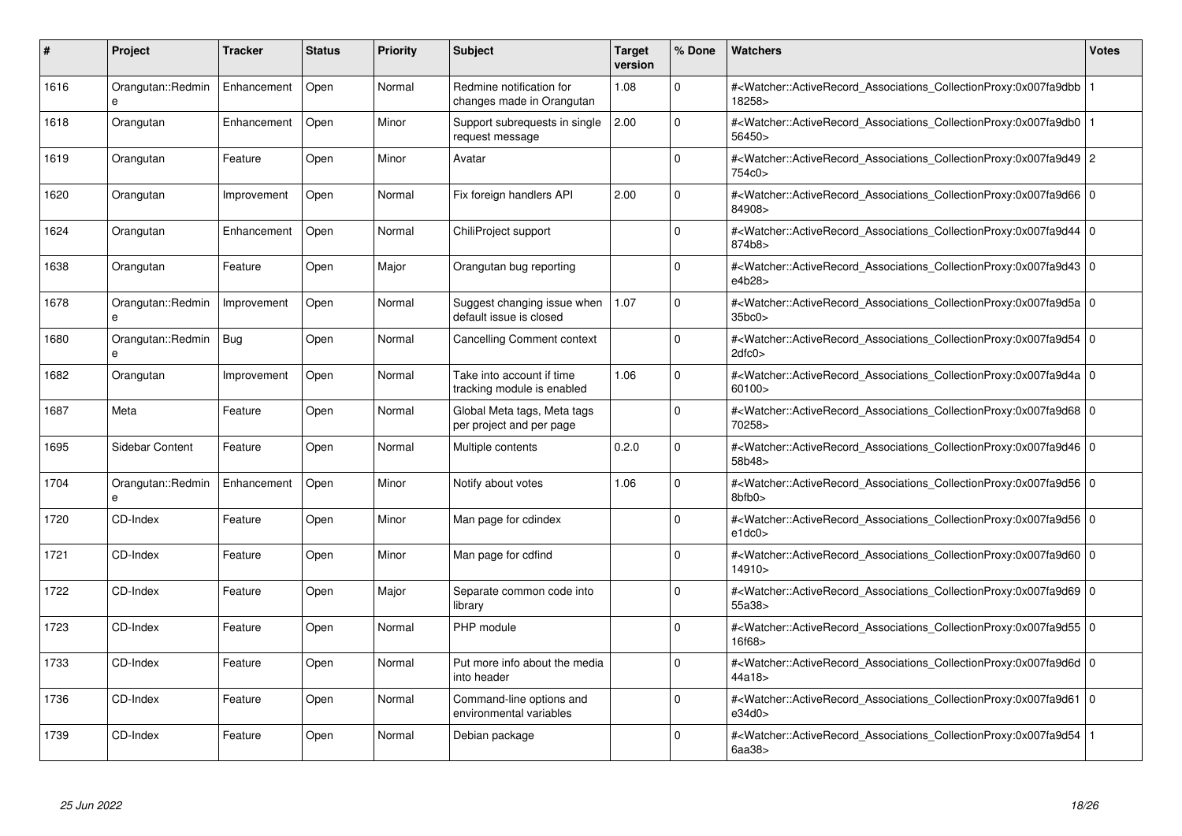| # | Project | Tracker | Status | Priority | Subject | Target version | % Done | Watchers | Votes |
|---|---|---|---|---|---|---|---|---|---|
| 1616 | Orangutan::Redmine | Enhancement | Open | Normal | Redmine notification for changes made in Orangutan | 1.08 | 0 | #<Watcher::ActiveRecord_Associations_CollectionProxy:0x007fa9dbb18258> | 1 |
| 1618 | Orangutan | Enhancement | Open | Minor | Support subrequests in single request message | 2.00 | 0 | #<Watcher::ActiveRecord_Associations_CollectionProxy:0x007fa9db056450> | 1 |
| 1619 | Orangutan | Feature | Open | Minor | Avatar | | 0 | #<Watcher::ActiveRecord_Associations_CollectionProxy:0x007fa9d49754c0> | 2 |
| 1620 | Orangutan | Improvement | Open | Normal | Fix foreign handlers API | 2.00 | 0 | #<Watcher::ActiveRecord_Associations_CollectionProxy:0x007fa9d6684908> | 0 |
| 1624 | Orangutan | Enhancement | Open | Normal | ChiliProject support | | 0 | #<Watcher::ActiveRecord_Associations_CollectionProxy:0x007fa9d44874b8> | 0 |
| 1638 | Orangutan | Feature | Open | Major | Orangutan bug reporting | | 0 | #<Watcher::ActiveRecord_Associations_CollectionProxy:0x007fa9d43e4b28> | 0 |
| 1678 | Orangutan::Redmine | Improvement | Open | Normal | Suggest changing issue when default issue is closed | 1.07 | 0 | #<Watcher::ActiveRecord_Associations_CollectionProxy:0x007fa9d5a35bc0> | 0 |
| 1680 | Orangutan::Redmine | Bug | Open | Normal | Cancelling Comment context | | 0 | #<Watcher::ActiveRecord_Associations_CollectionProxy:0x007fa9d542dfc0> | 0 |
| 1682 | Orangutan | Improvement | Open | Normal | Take into account if time tracking module is enabled | 1.06 | 0 | #<Watcher::ActiveRecord_Associations_CollectionProxy:0x007fa9d4a60100> | 0 |
| 1687 | Meta | Feature | Open | Normal | Global Meta tags, Meta tags per project and per page | | 0 | #<Watcher::ActiveRecord_Associations_CollectionProxy:0x007fa9d6870258> | 0 |
| 1695 | Sidebar Content | Feature | Open | Normal | Multiple contents | 0.2.0 | 0 | #<Watcher::ActiveRecord_Associations_CollectionProxy:0x007fa9d4658b48> | 0 |
| 1704 | Orangutan::Redmine | Enhancement | Open | Minor | Notify about votes | 1.06 | 0 | #<Watcher::ActiveRecord_Associations_CollectionProxy:0x007fa9d568bfb0> | 0 |
| 1720 | CD-Index | Feature | Open | Minor | Man page for cdindex | | 0 | #<Watcher::ActiveRecord_Associations_CollectionProxy:0x007fa9d56e1dc0> | 0 |
| 1721 | CD-Index | Feature | Open | Minor | Man page for cdfind | | 0 | #<Watcher::ActiveRecord_Associations_CollectionProxy:0x007fa9d6014910> | 0 |
| 1722 | CD-Index | Feature | Open | Major | Separate common code into library | | 0 | #<Watcher::ActiveRecord_Associations_CollectionProxy:0x007fa9d6955a38> | 0 |
| 1723 | CD-Index | Feature | Open | Normal | PHP module | | 0 | #<Watcher::ActiveRecord_Associations_CollectionProxy:0x007fa9d5516f68> | 0 |
| 1733 | CD-Index | Feature | Open | Normal | Put more info about the media into header | | 0 | #<Watcher::ActiveRecord_Associations_CollectionProxy:0x007fa9d6d44a18> | 0 |
| 1736 | CD-Index | Feature | Open | Normal | Command-line options and environmental variables | | 0 | #<Watcher::ActiveRecord_Associations_CollectionProxy:0x007fa9d61e34d0> | 0 |
| 1739 | CD-Index | Feature | Open | Normal | Debian package | | 0 | #<Watcher::ActiveRecord_Associations_CollectionProxy:0x007fa9d546aa38> | 1 |

*25 Jun 2022*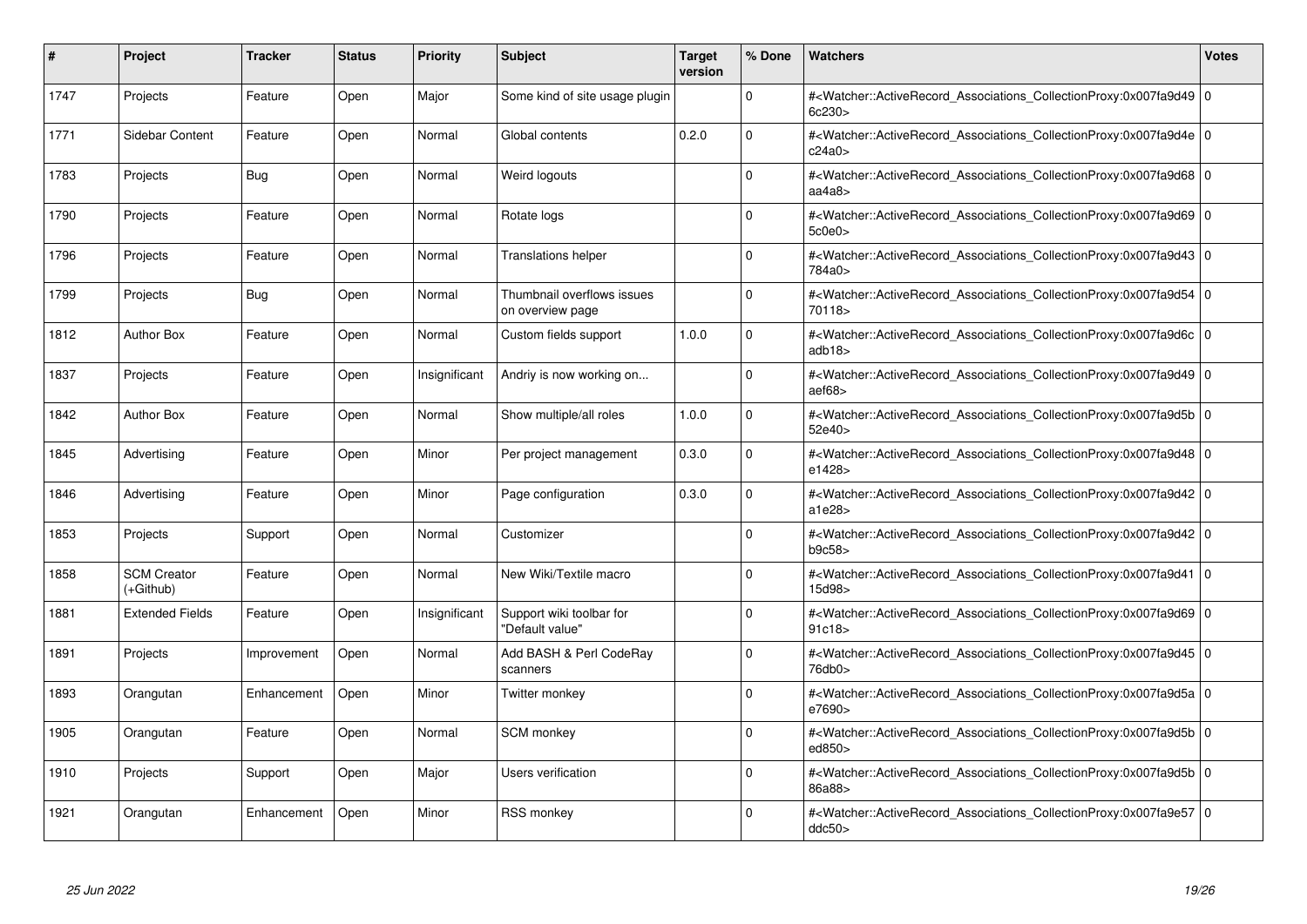| # | Project | Tracker | Status | Priority | Subject | Target version | % Done | Watchers | Votes |
|---|---|---|---|---|---|---|---|---|---|
| 1747 | Projects | Feature | Open | Major | Some kind of site usage plugin | | 0 | #<Watcher::ActiveRecord_Associations_CollectionProxy:0x007fa9d496c230> | 0 |
| 1771 | Sidebar Content | Feature | Open | Normal | Global contents | 0.2.0 | 0 | #<Watcher::ActiveRecord_Associations_CollectionProxy:0x007fa9d4ec24a0> | 0 |
| 1783 | Projects | Bug | Open | Normal | Weird logouts | | 0 | #<Watcher::ActiveRecord_Associations_CollectionProxy:0x007fa9d68aa4a8> | 0 |
| 1790 | Projects | Feature | Open | Normal | Rotate logs | | 0 | #<Watcher::ActiveRecord_Associations_CollectionProxy:0x007fa9d695c0e0> | 0 |
| 1796 | Projects | Feature | Open | Normal | Translations helper | | 0 | #<Watcher::ActiveRecord_Associations_CollectionProxy:0x007fa9d43784a0> | 0 |
| 1799 | Projects | Bug | Open | Normal | Thumbnail overflows issues on overview page | | 0 | #<Watcher::ActiveRecord_Associations_CollectionProxy:0x007fa9d5470118> | 0 |
| 1812 | Author Box | Feature | Open | Normal | Custom fields support | 1.0.0 | 0 | #<Watcher::ActiveRecord_Associations_CollectionProxy:0x007fa9d6cadb18> | 0 |
| 1837 | Projects | Feature | Open | Insignificant | Andriy is now working on... | | 0 | #<Watcher::ActiveRecord_Associations_CollectionProxy:0x007fa9d49aef68> | 0 |
| 1842 | Author Box | Feature | Open | Normal | Show multiple/all roles | 1.0.0 | 0 | #<Watcher::ActiveRecord_Associations_CollectionProxy:0x007fa9d5b52e40> | 0 |
| 1845 | Advertising | Feature | Open | Minor | Per project management | 0.3.0 | 0 | #<Watcher::ActiveRecord_Associations_CollectionProxy:0x007fa9d48e1428> | 0 |
| 1846 | Advertising | Feature | Open | Minor | Page configuration | 0.3.0 | 0 | #<Watcher::ActiveRecord_Associations_CollectionProxy:0x007fa9d42a1e28> | 0 |
| 1853 | Projects | Support | Open | Normal | Customizer | | 0 | #<Watcher::ActiveRecord_Associations_CollectionProxy:0x007fa9d42b9c58> | 0 |
| 1858 | SCM Creator (+Github) | Feature | Open | Normal | New Wiki/Textile macro | | 0 | #<Watcher::ActiveRecord_Associations_CollectionProxy:0x007fa9d4115d98> | 0 |
| 1881 | Extended Fields | Feature | Open | Insignificant | Support wiki toolbar for "Default value" | | 0 | #<Watcher::ActiveRecord_Associations_CollectionProxy:0x007fa9d6991c18> | 0 |
| 1891 | Projects | Improvement | Open | Normal | Add BASH & Perl CodeRay scanners | | 0 | #<Watcher::ActiveRecord_Associations_CollectionProxy:0x007fa9d4576db0> | 0 |
| 1893 | Orangutan | Enhancement | Open | Minor | Twitter monkey | | 0 | #<Watcher::ActiveRecord_Associations_CollectionProxy:0x007fa9d5ae7690> | 0 |
| 1905 | Orangutan | Feature | Open | Normal | SCM monkey | | 0 | #<Watcher::ActiveRecord_Associations_CollectionProxy:0x007fa9d5bed850> | 0 |
| 1910 | Projects | Support | Open | Major | Users verification | | 0 | #<Watcher::ActiveRecord_Associations_CollectionProxy:0x007fa9d5b86a88> | 0 |
| 1921 | Orangutan | Enhancement | Open | Minor | RSS monkey | | 0 | #<Watcher::ActiveRecord_Associations_CollectionProxy:0x007fa9e57ddc50> | 0 |

*25 Jun 2022*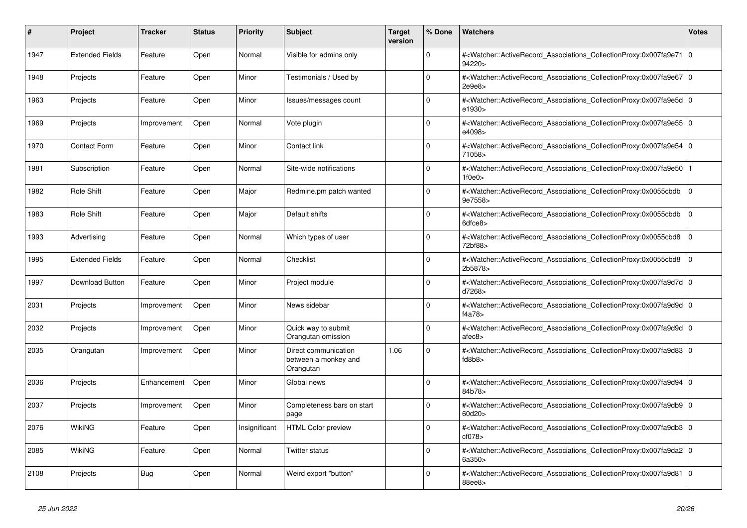| # | Project | Tracker | Status | Priority | Subject | Target version | % Done | Watchers | Votes |
|---|---|---|---|---|---|---|---|---|---|
| 1947 | Extended Fields | Feature | Open | Normal | Visible for admins only | | 0 | #<Watcher::ActiveRecord_Associations_CollectionProxy:0x007fa9e7194220> | 0 |
| 1948 | Projects | Feature | Open | Minor | Testimonials / Used by | | 0 | #<Watcher::ActiveRecord_Associations_CollectionProxy:0x007fa9e672e9e8> | 0 |
| 1963 | Projects | Feature | Open | Minor | Issues/messages count | | 0 | #<Watcher::ActiveRecord_Associations_CollectionProxy:0x007fa9e5de1930> | 0 |
| 1969 | Projects | Improvement | Open | Normal | Vote plugin | | 0 | #<Watcher::ActiveRecord_Associations_CollectionProxy:0x007fa9e55e4098> | 0 |
| 1970 | Contact Form | Feature | Open | Minor | Contact link | | 0 | #<Watcher::ActiveRecord_Associations_CollectionProxy:0x007fa9e5471058> | 0 |
| 1981 | Subscription | Feature | Open | Normal | Site-wide notifications | | 0 | #<Watcher::ActiveRecord_Associations_CollectionProxy:0x007fa9e501f0e0> | 1 |
| 1982 | Role Shift | Feature | Open | Major | Redmine.pm patch wanted | | 0 | #<Watcher::ActiveRecord_Associations_CollectionProxy:0x0055cbdb9e7558> | 0 |
| 1983 | Role Shift | Feature | Open | Major | Default shifts | | 0 | #<Watcher::ActiveRecord_Associations_CollectionProxy:0x0055cbdb6dfce8> | 0 |
| 1993 | Advertising | Feature | Open | Normal | Which types of user | | 0 | #<Watcher::ActiveRecord_Associations_CollectionProxy:0x0055cbd872bf88> | 0 |
| 1995 | Extended Fields | Feature | Open | Normal | Checklist | | 0 | #<Watcher::ActiveRecord_Associations_CollectionProxy:0x0055cbd82b5878> | 0 |
| 1997 | Download Button | Feature | Open | Minor | Project module | | 0 | #<Watcher::ActiveRecord_Associations_CollectionProxy:0x007fa9d7dd7268> | 0 |
| 2031 | Projects | Improvement | Open | Minor | News sidebar | | 0 | #<Watcher::ActiveRecord_Associations_CollectionProxy:0x007fa9d9df4a78> | 0 |
| 2032 | Projects | Improvement | Open | Minor | Quick way to submit Orangutan omission | | 0 | #<Watcher::ActiveRecord_Associations_CollectionProxy:0x007fa9d9dafec8> | 0 |
| 2035 | Orangutan | Improvement | Open | Minor | Direct communication between a monkey and Orangutan | 1.06 | 0 | #<Watcher::ActiveRecord_Associations_CollectionProxy:0x007fa9d83fd8b8> | 0 |
| 2036 | Projects | Enhancement | Open | Minor | Global news | | 0 | #<Watcher::ActiveRecord_Associations_CollectionProxy:0x007fa9d9484b78> | 0 |
| 2037 | Projects | Improvement | Open | Minor | Completeness bars on start page | | 0 | #<Watcher::ActiveRecord_Associations_CollectionProxy:0x007fa9db960d20> | 0 |
| 2076 | WikiNG | Feature | Open | Insignificant | HTML Color preview | | 0 | #<Watcher::ActiveRecord_Associations_CollectionProxy:0x007fa9db3cf078> | 0 |
| 2085 | WikiNG | Feature | Open | Normal | Twitter status | | 0 | #<Watcher::ActiveRecord_Associations_CollectionProxy:0x007fa9da26a350> | 0 |
| 2108 | Projects | Bug | Open | Normal | Weird export "button" | | 0 | #<Watcher::ActiveRecord_Associations_CollectionProxy:0x007fa9d8188ee8> | 0 |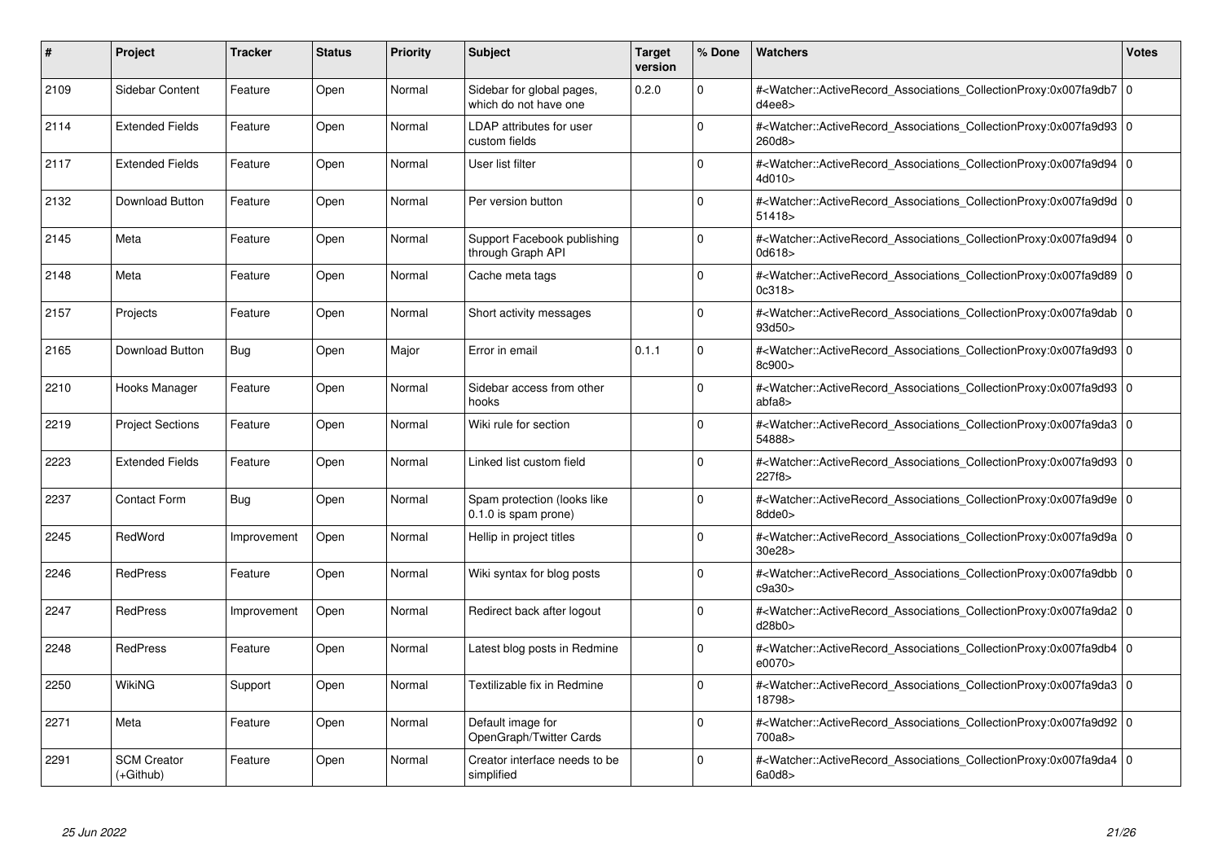| # | Project | Tracker | Status | Priority | Subject | Target version | % Done | Watchers | Votes |
|---|---|---|---|---|---|---|---|---|---|
| 2109 | Sidebar Content | Feature | Open | Normal | Sidebar for global pages, which do not have one | 0.2.0 | 0 | #<Watcher::ActiveRecord_Associations_CollectionProxy:0x007fa9db7d4ee8> | 0 |
| 2114 | Extended Fields | Feature | Open | Normal | LDAP attributes for user custom fields | | 0 | #<Watcher::ActiveRecord_Associations_CollectionProxy:0x007fa9d93260d8> | 0 |
| 2117 | Extended Fields | Feature | Open | Normal | User list filter | | 0 | #<Watcher::ActiveRecord_Associations_CollectionProxy:0x007fa9d944d010> | 0 |
| 2132 | Download Button | Feature | Open | Normal | Per version button | | 0 | #<Watcher::ActiveRecord_Associations_CollectionProxy:0x007fa9d9d51418> | 0 |
| 2145 | Meta | Feature | Open | Normal | Support Facebook publishing through Graph API | | 0 | #<Watcher::ActiveRecord_Associations_CollectionProxy:0x007fa9d940d618> | 0 |
| 2148 | Meta | Feature | Open | Normal | Cache meta tags | | 0 | #<Watcher::ActiveRecord_Associations_CollectionProxy:0x007fa9d890c318> | 0 |
| 2157 | Projects | Feature | Open | Normal | Short activity messages | | 0 | #<Watcher::ActiveRecord_Associations_CollectionProxy:0x007fa9dab93d50> | 0 |
| 2165 | Download Button | Bug | Open | Major | Error in email | 0.1.1 | 0 | #<Watcher::ActiveRecord_Associations_CollectionProxy:0x007fa9d938c900> | 0 |
| 2210 | Hooks Manager | Feature | Open | Normal | Sidebar access from other hooks | | 0 | #<Watcher::ActiveRecord_Associations_CollectionProxy:0x007fa9d93abfa8> | 0 |
| 2219 | Project Sections | Feature | Open | Normal | Wiki rule for section | | 0 | #<Watcher::ActiveRecord_Associations_CollectionProxy:0x007fa9da354888> | 0 |
| 2223 | Extended Fields | Feature | Open | Normal | Linked list custom field | | 0 | #<Watcher::ActiveRecord_Associations_CollectionProxy:0x007fa9d93227f8> | 0 |
| 2237 | Contact Form | Bug | Open | Normal | Spam protection (looks like 0.1.0 is spam prone) | | 0 | #<Watcher::ActiveRecord_Associations_CollectionProxy:0x007fa9d9e8dde0> | 0 |
| 2245 | RedWord | Improvement | Open | Normal | Hellip in project titles | | 0 | #<Watcher::ActiveRecord_Associations_CollectionProxy:0x007fa9d9a30e28> | 0 |
| 2246 | RedPress | Feature | Open | Normal | Wiki syntax for blog posts | | 0 | #<Watcher::ActiveRecord_Associations_CollectionProxy:0x007fa9dbbc9a30> | 0 |
| 2247 | RedPress | Improvement | Open | Normal | Redirect back after logout | | 0 | #<Watcher::ActiveRecord_Associations_CollectionProxy:0x007fa9da2d28b0> | 0 |
| 2248 | RedPress | Feature | Open | Normal | Latest blog posts in Redmine | | 0 | #<Watcher::ActiveRecord_Associations_CollectionProxy:0x007fa9db4e0070> | 0 |
| 2250 | WikiNG | Support | Open | Normal | Textilizable fix in Redmine | | 0 | #<Watcher::ActiveRecord_Associations_CollectionProxy:0x007fa9da318798> | 0 |
| 2271 | Meta | Feature | Open | Normal | Default image for OpenGraph/Twitter Cards | | 0 | #<Watcher::ActiveRecord_Associations_CollectionProxy:0x007fa9d92700a8> | 0 |
| 2291 | SCM Creator (+Github) | Feature | Open | Normal | Creator interface needs to be simplified | | 0 | #<Watcher::ActiveRecord_Associations_CollectionProxy:0x007fa9da46a0d8> | 0 |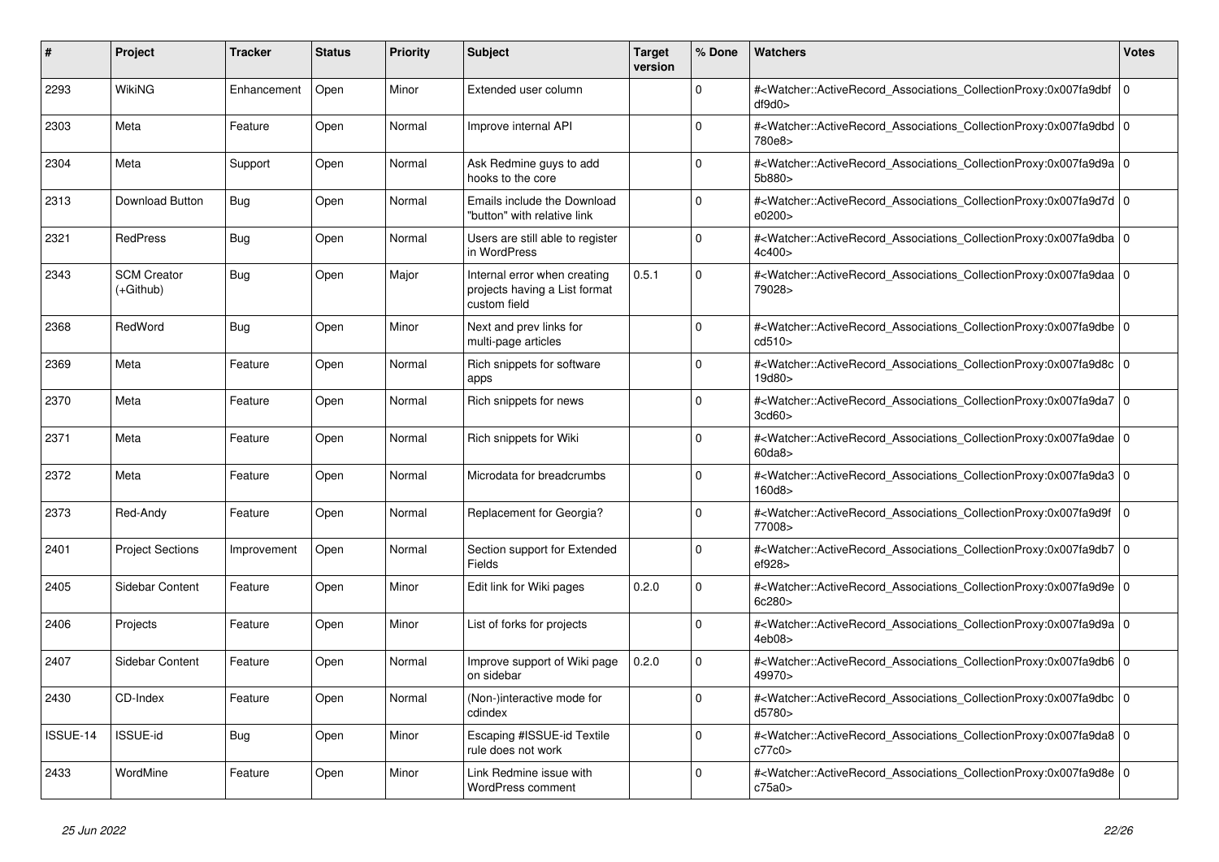| # | Project | Tracker | Status | Priority | Subject | Target version | % Done | Watchers | Votes |
|---|---|---|---|---|---|---|---|---|---|
| 2293 | WikiNG | Enhancement | Open | Minor | Extended user column | | 0 | #<Watcher::ActiveRecord_Associations_CollectionProxy:0x007fa9dbfdf9d0> | 0 |
| 2303 | Meta | Feature | Open | Normal | Improve internal API | | 0 | #<Watcher::ActiveRecord_Associations_CollectionProxy:0x007fa9dbd780e8> | 0 |
| 2304 | Meta | Support | Open | Normal | Ask Redmine guys to add hooks to the core | | 0 | #<Watcher::ActiveRecord_Associations_CollectionProxy:0x007fa9d9a5b880> | 0 |
| 2313 | Download Button | Bug | Open | Normal | Emails include the Download "button" with relative link | | 0 | #<Watcher::ActiveRecord_Associations_CollectionProxy:0x007fa9d7de0200> | 0 |
| 2321 | RedPress | Bug | Open | Normal | Users are still able to register in WordPress | | 0 | #<Watcher::ActiveRecord_Associations_CollectionProxy:0x007fa9dba4c400> | 0 |
| 2343 | SCM Creator (+Github) | Bug | Open | Major | Internal error when creating projects having a List format custom field | 0.5.1 | 0 | #<Watcher::ActiveRecord_Associations_CollectionProxy:0x007fa9daa79028> | 0 |
| 2368 | RedWord | Bug | Open | Minor | Next and prev links for multi-page articles | | 0 | #<Watcher::ActiveRecord_Associations_CollectionProxy:0x007fa9dbecd510> | 0 |
| 2369 | Meta | Feature | Open | Normal | Rich snippets for software apps | | 0 | #<Watcher::ActiveRecord_Associations_CollectionProxy:0x007fa9d8c19d80> | 0 |
| 2370 | Meta | Feature | Open | Normal | Rich snippets for news | | 0 | #<Watcher::ActiveRecord_Associations_CollectionProxy:0x007fa9da73cd60> | 0 |
| 2371 | Meta | Feature | Open | Normal | Rich snippets for Wiki | | 0 | #<Watcher::ActiveRecord_Associations_CollectionProxy:0x007fa9dae60da8> | 0 |
| 2372 | Meta | Feature | Open | Normal | Microdata for breadcrumbs | | 0 | #<Watcher::ActiveRecord_Associations_CollectionProxy:0x007fa9da3160d8> | 0 |
| 2373 | Red-Andy | Feature | Open | Normal | Replacement for Georgia? | | 0 | #<Watcher::ActiveRecord_Associations_CollectionProxy:0x007fa9d9f77008> | 0 |
| 2401 | Project Sections | Improvement | Open | Normal | Section support for Extended Fields | | 0 | #<Watcher::ActiveRecord_Associations_CollectionProxy:0x007fa9db7ef928> | 0 |
| 2405 | Sidebar Content | Feature | Open | Minor | Edit link for Wiki pages | 0.2.0 | 0 | #<Watcher::ActiveRecord_Associations_CollectionProxy:0x007fa9d9e6c280> | 0 |
| 2406 | Projects | Feature | Open | Minor | List of forks for projects | | 0 | #<Watcher::ActiveRecord_Associations_CollectionProxy:0x007fa9d9a4eb08> | 0 |
| 2407 | Sidebar Content | Feature | Open | Normal | Improve support of Wiki page on sidebar | 0.2.0 | 0 | #<Watcher::ActiveRecord_Associations_CollectionProxy:0x007fa9db649970> | 0 |
| 2430 | CD-Index | Feature | Open | Normal | (Non-)interactive mode for cdindex | | 0 | #<Watcher::ActiveRecord_Associations_CollectionProxy:0x007fa9dbcd5780> | 0 |
| ISSUE-14 | ISSUE-id | Bug | Open | Minor | Escaping #ISSUE-id Textile rule does not work | | 0 | #<Watcher::ActiveRecord_Associations_CollectionProxy:0x007fa9da8c77c0> | 0 |
| 2433 | WordMine | Feature | Open | Minor | Link Redmine issue with WordPress comment | | 0 | #<Watcher::ActiveRecord_Associations_CollectionProxy:0x007fa9d8ec75a0> | 0 |

*25 Jun 2022*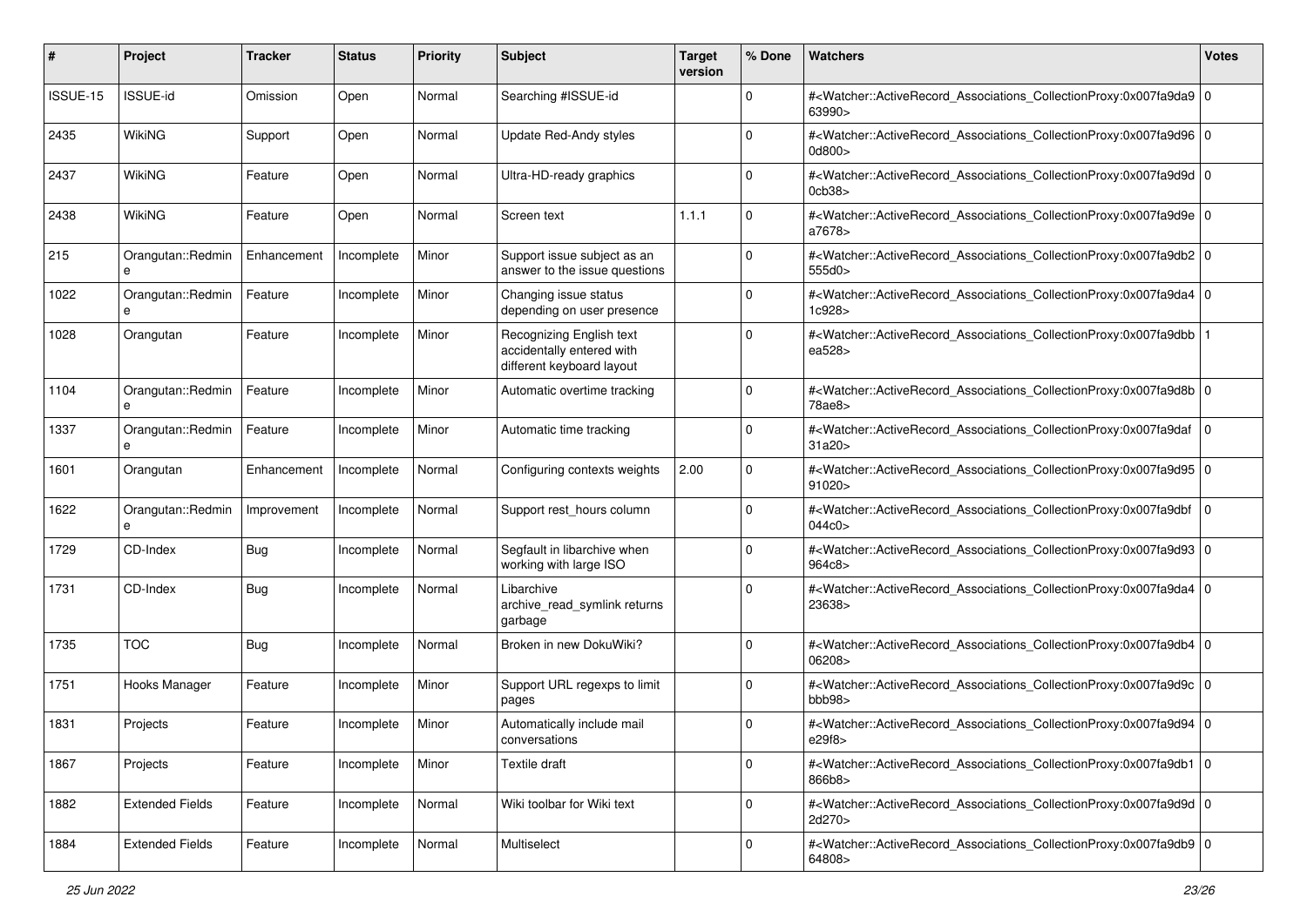| # | Project | Tracker | Status | Priority | Subject | Target version | % Done | Watchers | Votes |
|---|---|---|---|---|---|---|---|---|---|
| ISSUE-15 | ISSUE-id | Omission | Open | Normal | Searching #ISSUE-id | | 0 | #<Watcher::ActiveRecord_Associations_CollectionProxy:0x007fa9da963990> | 0 |
| 2435 | WikiNG | Support | Open | Normal | Update Red-Andy styles | | 0 | #<Watcher::ActiveRecord_Associations_CollectionProxy:0x007fa9d960d800> | 0 |
| 2437 | WikiNG | Feature | Open | Normal | Ultra-HD-ready graphics | | 0 | #<Watcher::ActiveRecord_Associations_CollectionProxy:0x007fa9d9d0cb38> | 0 |
| 2438 | WikiNG | Feature | Open | Normal | Screen text | 1.1.1 | 0 | #<Watcher::ActiveRecord_Associations_CollectionProxy:0x007fa9d9ea7678> | 0 |
| 215 | Orangutan::Redmine | Enhancement | Incomplete | Minor | Support issue subject as an answer to the issue questions | | 0 | #<Watcher::ActiveRecord_Associations_CollectionProxy:0x007fa9db2555d0> | 0 |
| 1022 | Orangutan::Redmine | Feature | Incomplete | Minor | Changing issue status depending on user presence | | 0 | #<Watcher::ActiveRecord_Associations_CollectionProxy:0x007fa9da41c928> | 0 |
| 1028 | Orangutan | Feature | Incomplete | Minor | Recognizing English text accidentally entered with different keyboard layout | | 0 | #<Watcher::ActiveRecord_Associations_CollectionProxy:0x007fa9dbbea528> | 1 |
| 1104 | Orangutan::Redmine | Feature | Incomplete | Minor | Automatic overtime tracking | | 0 | #<Watcher::ActiveRecord_Associations_CollectionProxy:0x007fa9d8b78ae8> | 0 |
| 1337 | Orangutan::Redmine | Feature | Incomplete | Minor | Automatic time tracking | | 0 | #<Watcher::ActiveRecord_Associations_CollectionProxy:0x007fa9daf31a20> | 0 |
| 1601 | Orangutan | Enhancement | Incomplete | Normal | Configuring contexts weights | 2.00 | 0 | #<Watcher::ActiveRecord_Associations_CollectionProxy:0x007fa9d9591020> | 0 |
| 1622 | Orangutan::Redmine | Improvement | Incomplete | Normal | Support rest_hours column | | 0 | #<Watcher::ActiveRecord_Associations_CollectionProxy:0x007fa9dbf044c0> | 0 |
| 1729 | CD-Index | Bug | Incomplete | Normal | Segfault in libarchive when working with large ISO | | 0 | #<Watcher::ActiveRecord_Associations_CollectionProxy:0x007fa9d93964c8> | 0 |
| 1731 | CD-Index | Bug | Incomplete | Normal | Libarchive archive_read_symlink returns garbage | | 0 | #<Watcher::ActiveRecord_Associations_CollectionProxy:0x007fa9da423638> | 0 |
| 1735 | TOC | Bug | Incomplete | Normal | Broken in new DokuWiki? | | 0 | #<Watcher::ActiveRecord_Associations_CollectionProxy:0x007fa9db406208> | 0 |
| 1751 | Hooks Manager | Feature | Incomplete | Minor | Support URL regexps to limit pages | | 0 | #<Watcher::ActiveRecord_Associations_CollectionProxy:0x007fa9d9cbbb98> | 0 |
| 1831 | Projects | Feature | Incomplete | Minor | Automatically include mail conversations | | 0 | #<Watcher::ActiveRecord_Associations_CollectionProxy:0x007fa9d94e29f8> | 0 |
| 1867 | Projects | Feature | Incomplete | Minor | Textile draft | | 0 | #<Watcher::ActiveRecord_Associations_CollectionProxy:0x007fa9db1866b8> | 0 |
| 1882 | Extended Fields | Feature | Incomplete | Normal | Wiki toolbar for Wiki text | | 0 | #<Watcher::ActiveRecord_Associations_CollectionProxy:0x007fa9d9d2d270> | 0 |
| 1884 | Extended Fields | Feature | Incomplete | Normal | Multiselect | | 0 | #<Watcher::ActiveRecord_Associations_CollectionProxy:0x007fa9db964808> | 0 |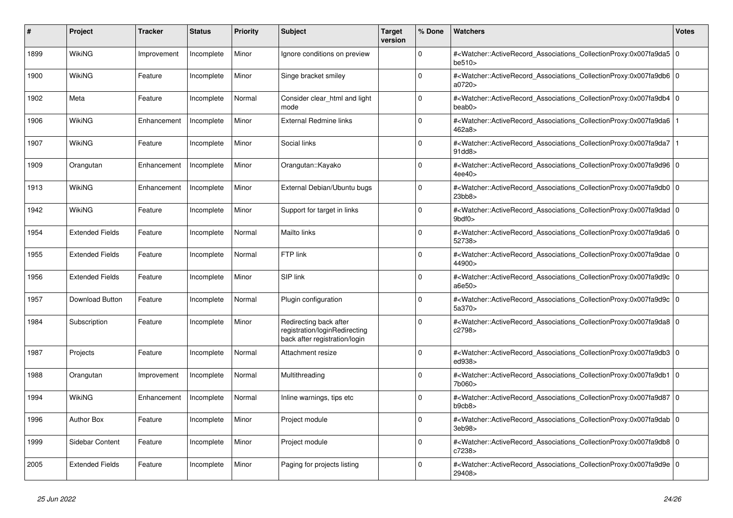| # | Project | Tracker | Status | Priority | Subject | Target version | % Done | Watchers | Votes |
|---|---|---|---|---|---|---|---|---|---|
| 1899 | WikiNG | Improvement | Incomplete | Minor | Ignore conditions on preview | | 0 | #<Watcher::ActiveRecord_Associations_CollectionProxy:0x007fa9da5be510> | 0 |
| 1900 | WikiNG | Feature | Incomplete | Minor | Singe bracket smiley | | 0 | #<Watcher::ActiveRecord_Associations_CollectionProxy:0x007fa9db6a0720> | 0 |
| 1902 | Meta | Feature | Incomplete | Normal | Consider clear_html and light mode | | 0 | #<Watcher::ActiveRecord_Associations_CollectionProxy:0x007fa9db4beab0> | 0 |
| 1906 | WikiNG | Enhancement | Incomplete | Minor | External Redmine links | | 0 | #<Watcher::ActiveRecord_Associations_CollectionProxy:0x007fa9da6462a8> | 1 |
| 1907 | WikiNG | Feature | Incomplete | Minor | Social links | | 0 | #<Watcher::ActiveRecord_Associations_CollectionProxy:0x007fa9da791dd8> | 1 |
| 1909 | Orangutan | Enhancement | Incomplete | Minor | Orangutan::Kayako | | 0 | #<Watcher::ActiveRecord_Associations_CollectionProxy:0x007fa9d964ee40> | 0 |
| 1913 | WikiNG | Enhancement | Incomplete | Minor | External Debian/Ubuntu bugs | | 0 | #<Watcher::ActiveRecord_Associations_CollectionProxy:0x007fa9db023bb8> | 0 |
| 1942 | WikiNG | Feature | Incomplete | Minor | Support for target in links | | 0 | #<Watcher::ActiveRecord_Associations_CollectionProxy:0x007fa9dad9bdf0> | 0 |
| 1954 | Extended Fields | Feature | Incomplete | Normal | Mailto links | | 0 | #<Watcher::ActiveRecord_Associations_CollectionProxy:0x007fa9da652738> | 0 |
| 1955 | Extended Fields | Feature | Incomplete | Normal | FTP link | | 0 | #<Watcher::ActiveRecord_Associations_CollectionProxy:0x007fa9dae44900> | 0 |
| 1956 | Extended Fields | Feature | Incomplete | Minor | SIP link | | 0 | #<Watcher::ActiveRecord_Associations_CollectionProxy:0x007fa9d9ca6e50> | 0 |
| 1957 | Download Button | Feature | Incomplete | Normal | Plugin configuration | | 0 | #<Watcher::ActiveRecord_Associations_CollectionProxy:0x007fa9d9c5a370> | 0 |
| 1984 | Subscription | Feature | Incomplete | Minor | Redirecting back after registration/loginRedirecting back after registration/login | | 0 | #<Watcher::ActiveRecord_Associations_CollectionProxy:0x007fa9da8c2798> | 0 |
| 1987 | Projects | Feature | Incomplete | Normal | Attachment resize | | 0 | #<Watcher::ActiveRecord_Associations_CollectionProxy:0x007fa9db3ed938> | 0 |
| 1988 | Orangutan | Improvement | Incomplete | Normal | Multithreading | | 0 | #<Watcher::ActiveRecord_Associations_CollectionProxy:0x007fa9db17b060> | 0 |
| 1994 | WikiNG | Enhancement | Incomplete | Normal | Inline warnings, tips etc | | 0 | #<Watcher::ActiveRecord_Associations_CollectionProxy:0x007fa9d87b9cb8> | 0 |
| 1996 | Author Box | Feature | Incomplete | Minor | Project module | | 0 | #<Watcher::ActiveRecord_Associations_CollectionProxy:0x007fa9dab3eb98> | 0 |
| 1999 | Sidebar Content | Feature | Incomplete | Minor | Project module | | 0 | #<Watcher::ActiveRecord_Associations_CollectionProxy:0x007fa9db8c7238> | 0 |
| 2005 | Extended Fields | Feature | Incomplete | Minor | Paging for projects listing | | 0 | #<Watcher::ActiveRecord_Associations_CollectionProxy:0x007fa9d9e29408> | 0 |

*25 Jun 2022*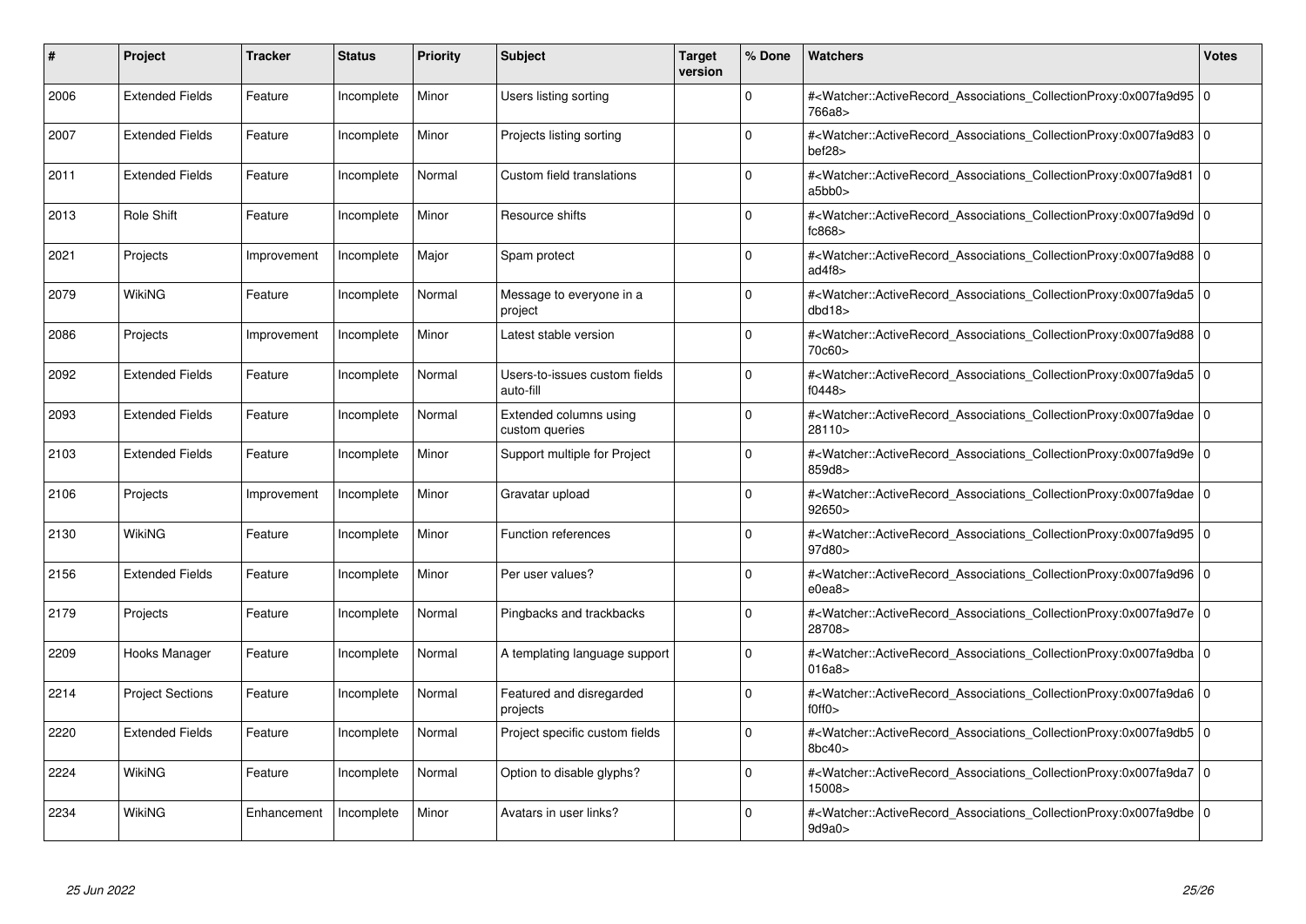| # | Project | Tracker | Status | Priority | Subject | Target version | % Done | Watchers | Votes |
|---|---|---|---|---|---|---|---|---|---|
| 2006 | Extended Fields | Feature | Incomplete | Minor | Users listing sorting | | 0 | #<Watcher::ActiveRecord_Associations_CollectionProxy:0x007fa9d95766a8> | 0 |
| 2007 | Extended Fields | Feature | Incomplete | Minor | Projects listing sorting | | 0 | #<Watcher::ActiveRecord_Associations_CollectionProxy:0x007fa9d83bef28> | 0 |
| 2011 | Extended Fields | Feature | Incomplete | Normal | Custom field translations | | 0 | #<Watcher::ActiveRecord_Associations_CollectionProxy:0x007fa9d81a5bb0> | 0 |
| 2013 | Role Shift | Feature | Incomplete | Minor | Resource shifts | | 0 | #<Watcher::ActiveRecord_Associations_CollectionProxy:0x007fa9d9dfc868> | 0 |
| 2021 | Projects | Improvement | Incomplete | Major | Spam protect | | 0 | #<Watcher::ActiveRecord_Associations_CollectionProxy:0x007fa9d88ad4f8> | 0 |
| 2079 | WikiNG | Feature | Incomplete | Normal | Message to everyone in a project | | 0 | #<Watcher::ActiveRecord_Associations_CollectionProxy:0x007fa9da5dbd18> | 0 |
| 2086 | Projects | Improvement | Incomplete | Minor | Latest stable version | | 0 | #<Watcher::ActiveRecord_Associations_CollectionProxy:0x007fa9d8870c60> | 0 |
| 2092 | Extended Fields | Feature | Incomplete | Normal | Users-to-issues custom fields auto-fill | | 0 | #<Watcher::ActiveRecord_Associations_CollectionProxy:0x007fa9da5f0448> | 0 |
| 2093 | Extended Fields | Feature | Incomplete | Normal | Extended columns using custom queries | | 0 | #<Watcher::ActiveRecord_Associations_CollectionProxy:0x007fa9dae28110> | 0 |
| 2103 | Extended Fields | Feature | Incomplete | Minor | Support multiple for Project | | 0 | #<Watcher::ActiveRecord_Associations_CollectionProxy:0x007fa9d9e859d8> | 0 |
| 2106 | Projects | Improvement | Incomplete | Minor | Gravatar upload | | 0 | #<Watcher::ActiveRecord_Associations_CollectionProxy:0x007fa9dae92650> | 0 |
| 2130 | WikiNG | Feature | Incomplete | Minor | Function references | | 0 | #<Watcher::ActiveRecord_Associations_CollectionProxy:0x007fa9d9597d80> | 0 |
| 2156 | Extended Fields | Feature | Incomplete | Minor | Per user values? | | 0 | #<Watcher::ActiveRecord_Associations_CollectionProxy:0x007fa9d96e0ea8> | 0 |
| 2179 | Projects | Feature | Incomplete | Normal | Pingbacks and trackbacks | | 0 | #<Watcher::ActiveRecord_Associations_CollectionProxy:0x007fa9d7e28708> | 0 |
| 2209 | Hooks Manager | Feature | Incomplete | Normal | A templating language support | | 0 | #<Watcher::ActiveRecord_Associations_CollectionProxy:0x007fa9dba016a8> | 0 |
| 2214 | Project Sections | Feature | Incomplete | Normal | Featured and disregarded projects | | 0 | #<Watcher::ActiveRecord_Associations_CollectionProxy:0x007fa9da6f0ff0> | 0 |
| 2220 | Extended Fields | Feature | Incomplete | Normal | Project specific custom fields | | 0 | #<Watcher::ActiveRecord_Associations_CollectionProxy:0x007fa9db58bc40> | 0 |
| 2224 | WikiNG | Feature | Incomplete | Normal | Option to disable glyphs? | | 0 | #<Watcher::ActiveRecord_Associations_CollectionProxy:0x007fa9da715008> | 0 |
| 2234 | WikiNG | Enhancement | Incomplete | Minor | Avatars in user links? | | 0 | #<Watcher::ActiveRecord_Associations_CollectionProxy:0x007fa9dbe9d9a0> | 0 |

*25 Jun 2022*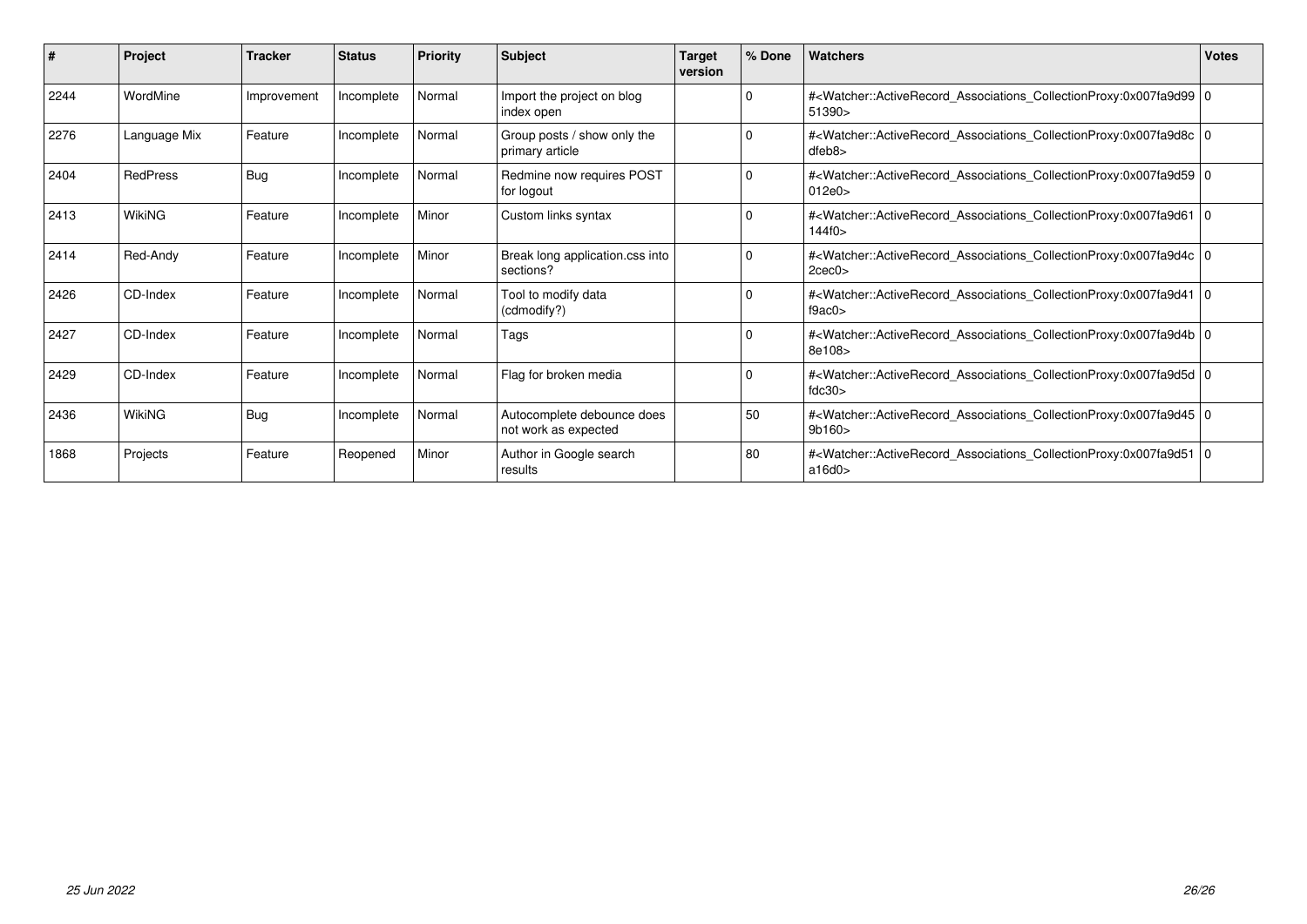| # | Project | Tracker | Status | Priority | Subject | Target version | % Done | Watchers | Votes |
|---|---|---|---|---|---|---|---|---|---|
| 2244 | WordMine | Improvement | Incomplete | Normal | Import the project on blog index open | | 0 | #<Watcher::ActiveRecord_Associations_CollectionProxy:0x007fa9d9951390> | 0 |
| 2276 | Language Mix | Feature | Incomplete | Normal | Group posts / show only the primary article | | 0 | #<Watcher::ActiveRecord_Associations_CollectionProxy:0x007fa9d8cdfeb8> | 0 |
| 2404 | RedPress | Bug | Incomplete | Normal | Redmine now requires POST for logout | | 0 | #<Watcher::ActiveRecord_Associations_CollectionProxy:0x007fa9d59012e0> | 0 |
| 2413 | WikiNG | Feature | Incomplete | Minor | Custom links syntax | | 0 | #<Watcher::ActiveRecord_Associations_CollectionProxy:0x007fa9d61144f0> | 0 |
| 2414 | Red-Andy | Feature | Incomplete | Minor | Break long application.css into sections? | | 0 | #<Watcher::ActiveRecord_Associations_CollectionProxy:0x007fa9d4c2cec0> | 0 |
| 2426 | CD-Index | Feature | Incomplete | Normal | Tool to modify data (cdmodify?) | | 0 | #<Watcher::ActiveRecord_Associations_CollectionProxy:0x007fa9d41f9ac0> | 0 |
| 2427 | CD-Index | Feature | Incomplete | Normal | Tags | | 0 | #<Watcher::ActiveRecord_Associations_CollectionProxy:0x007fa9d4b8e108> | 0 |
| 2429 | CD-Index | Feature | Incomplete | Normal | Flag for broken media | | 0 | #<Watcher::ActiveRecord_Associations_CollectionProxy:0x007fa9d5dfdc30> | 0 |
| 2436 | WikiNG | Bug | Incomplete | Normal | Autocomplete debounce does not work as expected | | 50 | #<Watcher::ActiveRecord_Associations_CollectionProxy:0x007fa9d459b160> | 0 |
| 1868 | Projects | Feature | Reopened | Minor | Author in Google search results | | 80 | #<Watcher::ActiveRecord_Associations_CollectionProxy:0x007fa9d51a16d0> | 0 |

*25 Jun 2022*